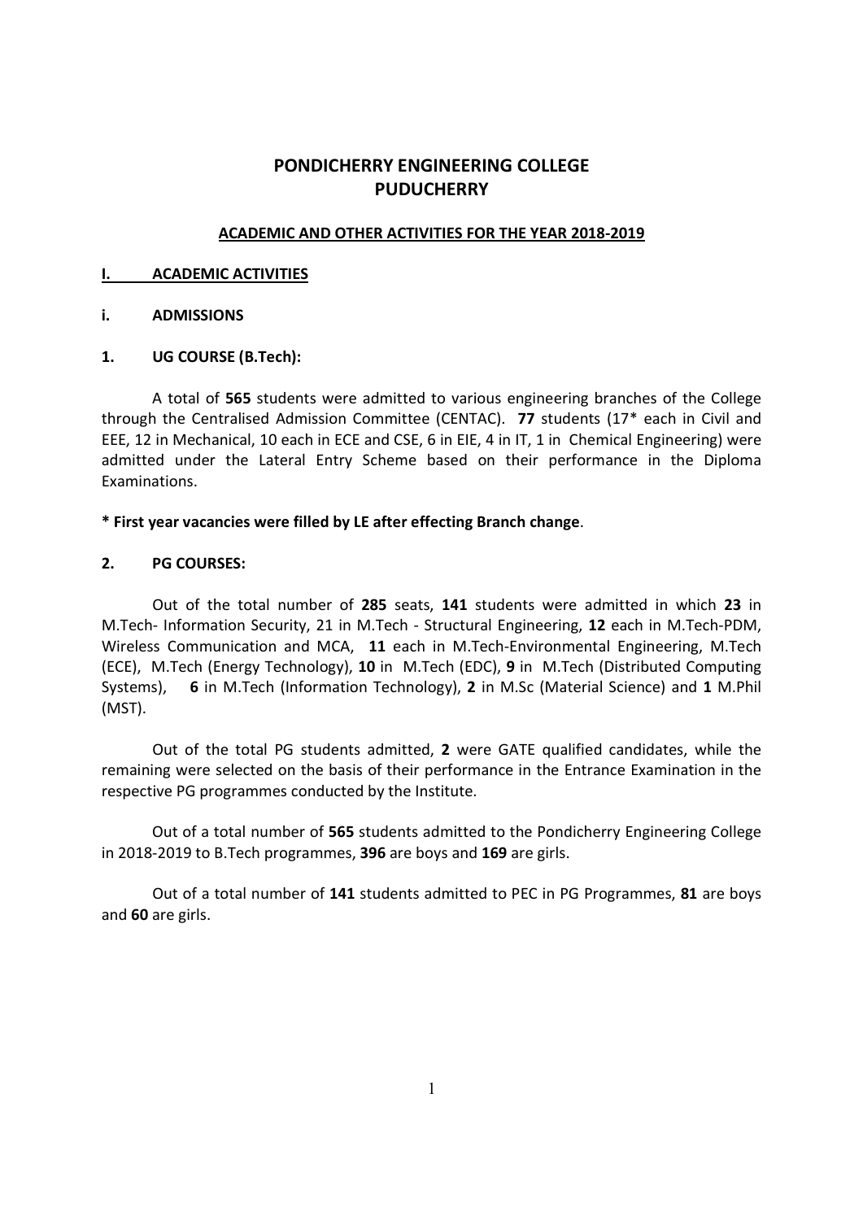# PONDICHERRY ENGINEERING COLLEGE
# PUDUCHERRY

## ACADEMIC AND OTHER ACTIVITIES FOR THE YEAR 2018-2019

## I. ACADEMIC ACTIVITIES

### i. ADMISSIONS

### 1. UG COURSE (B.Tech):

A total of **565** students were admitted to various engineering branches of the College through the Centralised Admission Committee (CENTAC). **77** students (17* each in Civil and EEE, 12 in Mechanical, 10 each in ECE and CSE, 6 in EIE, 4 in IT, 1 in Chemical Engineering) were admitted under the Lateral Entry Scheme based on their performance in the Diploma Examinations.

**\* First year vacancies were filled by LE after effecting Branch change**.

### 2. PG COURSES:

Out of the total number of **285** seats, **141** students were admitted in which **23** in M.Tech- Information Security, 21 in M.Tech - Structural Engineering, **12** each in M.Tech-PDM, Wireless Communication and MCA, **11** each in M.Tech-Environmental Engineering, M.Tech (ECE), M.Tech (Energy Technology), **10** in M.Tech (EDC), **9** in M.Tech (Distributed Computing Systems), **6** in M.Tech (Information Technology), **2** in M.Sc (Material Science) and **1** M.Phil (MST).

Out of the total PG students admitted, **2** were GATE qualified candidates, while the remaining were selected on the basis of their performance in the Entrance Examination in the respective PG programmes conducted by the Institute.

Out of a total number of **565** students admitted to the Pondicherry Engineering College in 2018-2019 to B.Tech programmes, **396** are boys and **169** are girls.

Out of a total number of **141** students admitted to PEC in PG Programmes, **81** are boys and **60** are girls.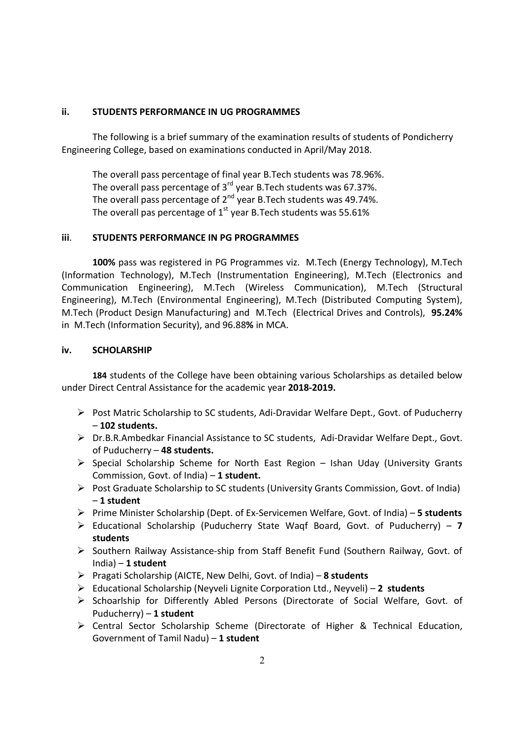### ii. STUDENTS PERFORMANCE IN UG PROGRAMMES

The following is a brief summary of the examination results of students of Pondicherry Engineering College, based on examinations conducted in April/May 2018.

The overall pass percentage of final year B.Tech students was 78.96%.
The overall pass percentage of 3rd year B.Tech students was 67.37%.
The overall pass percentage of 2nd year B.Tech students was 49.74%.
The overall pas percentage of 1st year B.Tech students was 55.61%

### iii. STUDENTS PERFORMANCE IN PG PROGRAMMES

**100%** pass was registered in PG Programmes viz. M.Tech (Energy Technology), M.Tech (Information Technology), M.Tech (Instrumentation Engineering), M.Tech (Electronics and Communication Engineering), M.Tech (Wireless Communication), M.Tech (Structural Engineering), M.Tech (Environmental Engineering), M.Tech (Distributed Computing System), M.Tech (Product Design Manufacturing) and M.Tech (Electrical Drives and Controls), **95.24%** in M.Tech (Information Security), and 96.88**%** in MCA.

### iv. SCHOLARSHIP

**184** students of the College have been obtaining various Scholarships as detailed below under Direct Central Assistance for the academic year **2018-2019.**

- Post Matric Scholarship to SC students, Adi-Dravidar Welfare Dept., Govt. of Puducherry – **102 students.**
- Dr.B.R.Ambedkar Financial Assistance to SC students, Adi-Dravidar Welfare Dept., Govt. of Puducherry – **48 students.**
- Special Scholarship Scheme for North East Region – Ishan Uday (University Grants Commission, Govt. of India) – **1 student.**
- Post Graduate Scholarship to SC students (University Grants Commission, Govt. of India) – **1 student**
- Prime Minister Scholarship (Dept. of Ex-Servicemen Welfare, Govt. of India) – **5 students**
- Educational Scholarship (Puducherry State Waqf Board, Govt. of Puducherry) – **7 students**
- Southern Railway Assistance-ship from Staff Benefit Fund (Southern Railway, Govt. of India) – **1 student**
- Pragati Scholarship (AICTE, New Delhi, Govt. of India) – **8 students**
- Educational Scholarship (Neyveli Lignite Corporation Ltd., Neyveli) – **2 students**
- Schoarlship for Differently Abled Persons (Directorate of Social Welfare, Govt. of Puducherry) – **1 student**
- Central Sector Scholarship Scheme (Directorate of Higher & Technical Education, Government of Tamil Nadu) – **1 student**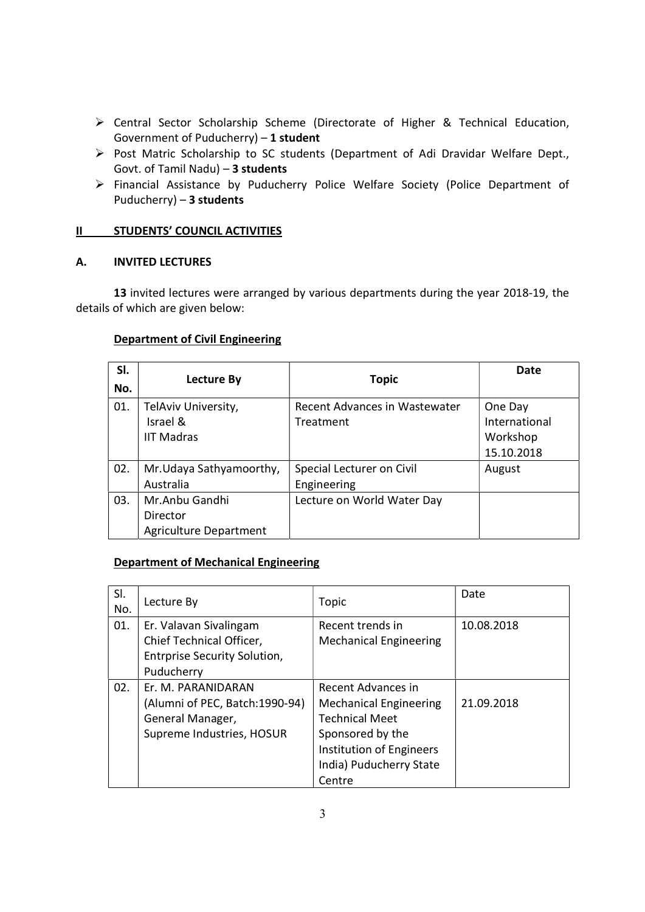- Central Sector Scholarship Scheme (Directorate of Higher & Technical Education, Government of Puducherry) – **1 student**
- Post Matric Scholarship to SC students (Department of Adi Dravidar Welfare Dept., Govt. of Tamil Nadu) – **3 students**
- Financial Assistance by Puducherry Police Welfare Society (Police Department of Puducherry) – **3 students**

## II STUDENTS' COUNCIL ACTIVITIES

### A. INVITED LECTURES

**13** invited lectures were arranged by various departments during the year 2018-19, the details of which are given below:

**Department of Civil Engineering**

| Sl. No. | Lecture By | Topic | Date |
|---|---|---|---|
| 01. | TelAviv University, Israel & IIT Madras | Recent Advances in Wastewater Treatment | One Day International Workshop 15.10.2018 |
| 02. | Mr.Udaya Sathyamoorthy, Australia | Special Lecturer on Civil Engineering | August |
| 03. | Mr.Anbu Gandhi Director Agriculture Department | Lecture on World Water Day | |

**Department of Mechanical Engineering**

| Sl. No. | Lecture By | Topic | Date |
|---|---|---|---|
| 01. | Er. Valavan Sivalingam Chief Technical Officer, Entrprise Security Solution, Puducherry | Recent trends in Mechanical Engineering | 10.08.2018 |
| 02. | Er. M. PARANIDARAN (Alumni of PEC, Batch:1990-94) General Manager, Supreme Industries, HOSUR | Recent Advances in Mechanical Engineering Technical Meet Sponsored by the Institution of Engineers India) Puducherry State Centre | 21.09.2018 |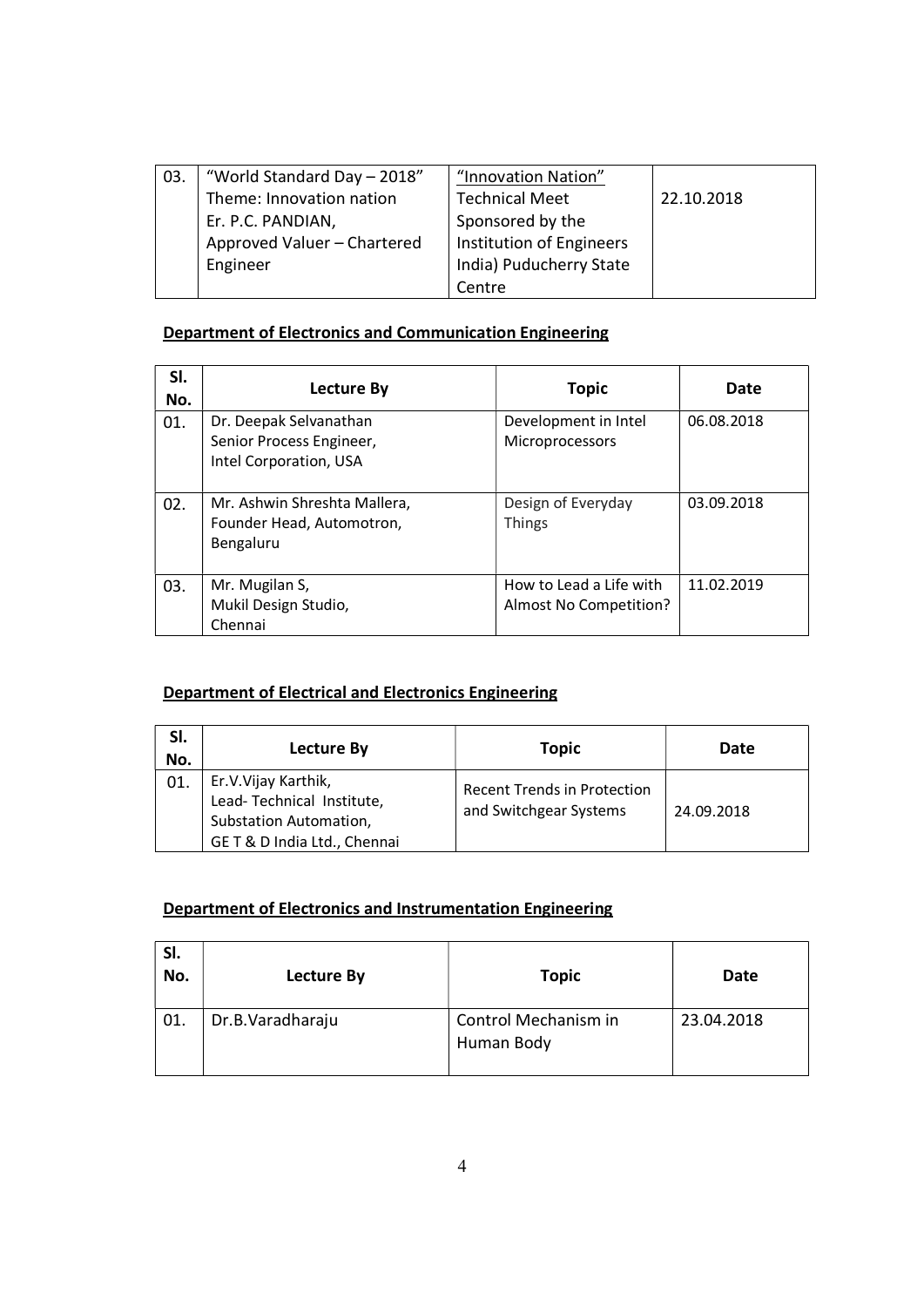| 03. | “World Standard Day – 2018” Theme: Innovation nation Er. P.C. PANDIAN, Approved Valuer – Chartered Engineer | “Innovation Nation” Technical Meet Sponsored by the Institution of Engineers India) Puducherry State Centre | 22.10.2018 |
|---|---|---|---|

**Department of Electronics and Communication Engineering**

| Sl. No. | Lecture By | Topic | Date |
|---|---|---|---|
| 01. | Dr. Deepak Selvanathan Senior Process Engineer, Intel Corporation, USA | Development in Intel Microprocessors | 06.08.2018 |
| 02. | Mr. Ashwin Shreshta Mallera, Founder Head, Automotron, Bengaluru | Design of Everyday Things | 03.09.2018 |
| 03. | Mr. Mugilan S, Mukil Design Studio, Chennai | How to Lead a Life with Almost No Competition? | 11.02.2019 |

**Department of Electrical and Electronics Engineering**

| Sl. No. | Lecture By | Topic | Date |
|---|---|---|---|
| 01. | Er.V.Vijay Karthik, Lead- Technical Institute, Substation Automation, GE T & D India Ltd., Chennai | Recent Trends in Protection and Switchgear Systems | 24.09.2018 |

**Department of Electronics and Instrumentation Engineering**

| Sl. No. | Lecture By | Topic | Date |
|---|---|---|---|
| 01. | Dr.B.Varadharaju | Control Mechanism in Human Body | 23.04.2018 |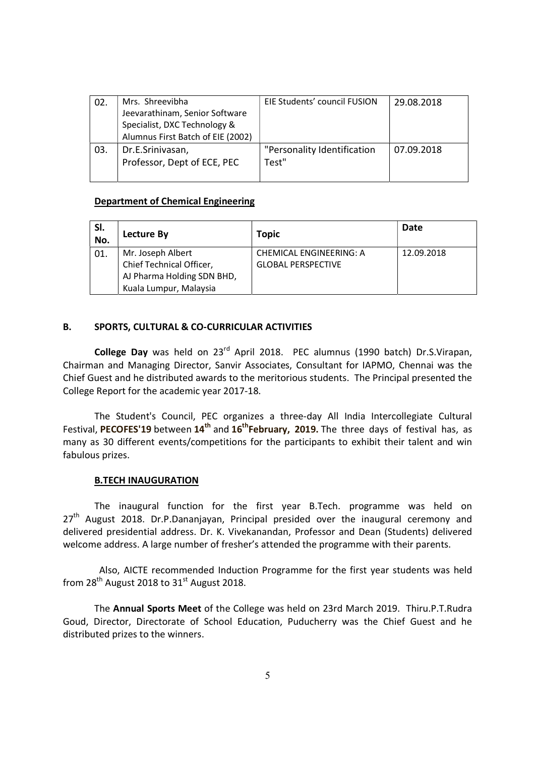| 02. | Mrs. Shreevibha Jeevarathinam, Senior Software Specialist, DXC Technology & Alumnus First Batch of EIE (2002) | EIE Students' council FUSION | 29.08.2018 |
|---|---|---|---|
| 03. | Dr.E.Srinivasan, Professor, Dept of ECE, PEC | "Personality Identification Test" | 07.09.2018 |

**Department of Chemical Engineering**

| Sl. No. | Lecture By | Topic | Date |
|---|---|---|---|
| 01. | Mr. Joseph Albert Chief Technical Officer, AJ Pharma Holding SDN BHD, Kuala Lumpur, Malaysia | CHEMICAL ENGINEERING: A GLOBAL PERSPECTIVE | 12.09.2018 |

## B. SPORTS, CULTURAL & CO-CURRICULAR ACTIVITIES

**College Day** was held on 23rd April 2018. PEC alumnus (1990 batch) Dr.S.Virapan, Chairman and Managing Director, Sanvir Associates, Consultant for IAPMO, Chennai was the Chief Guest and he distributed awards to the meritorious students. The Principal presented the College Report for the academic year 2017-18.

The Student's Council, PEC organizes a three-day All India Intercollegiate Cultural Festival, **PECOFES'19** between **14th** and **16th February, 2019.** The three days of festival has, as many as 30 different events/competitions for the participants to exhibit their talent and win fabulous prizes.

**B.TECH INAUGURATION**

The inaugural function for the first year B.Tech. programme was held on 27th August 2018. Dr.P.Dananjayan, Principal presided over the inaugural ceremony and delivered presidential address. Dr. K. Vivekanandan, Professor and Dean (Students) delivered welcome address. A large number of fresher's attended the programme with their parents.

Also, AICTE recommended Induction Programme for the first year students was held from 28th August 2018 to 31st August 2018.

The **Annual Sports Meet** of the College was held on 23rd March 2019. Thiru.P.T.Rudra Goud, Director, Directorate of School Education, Puducherry was the Chief Guest and he distributed prizes to the winners.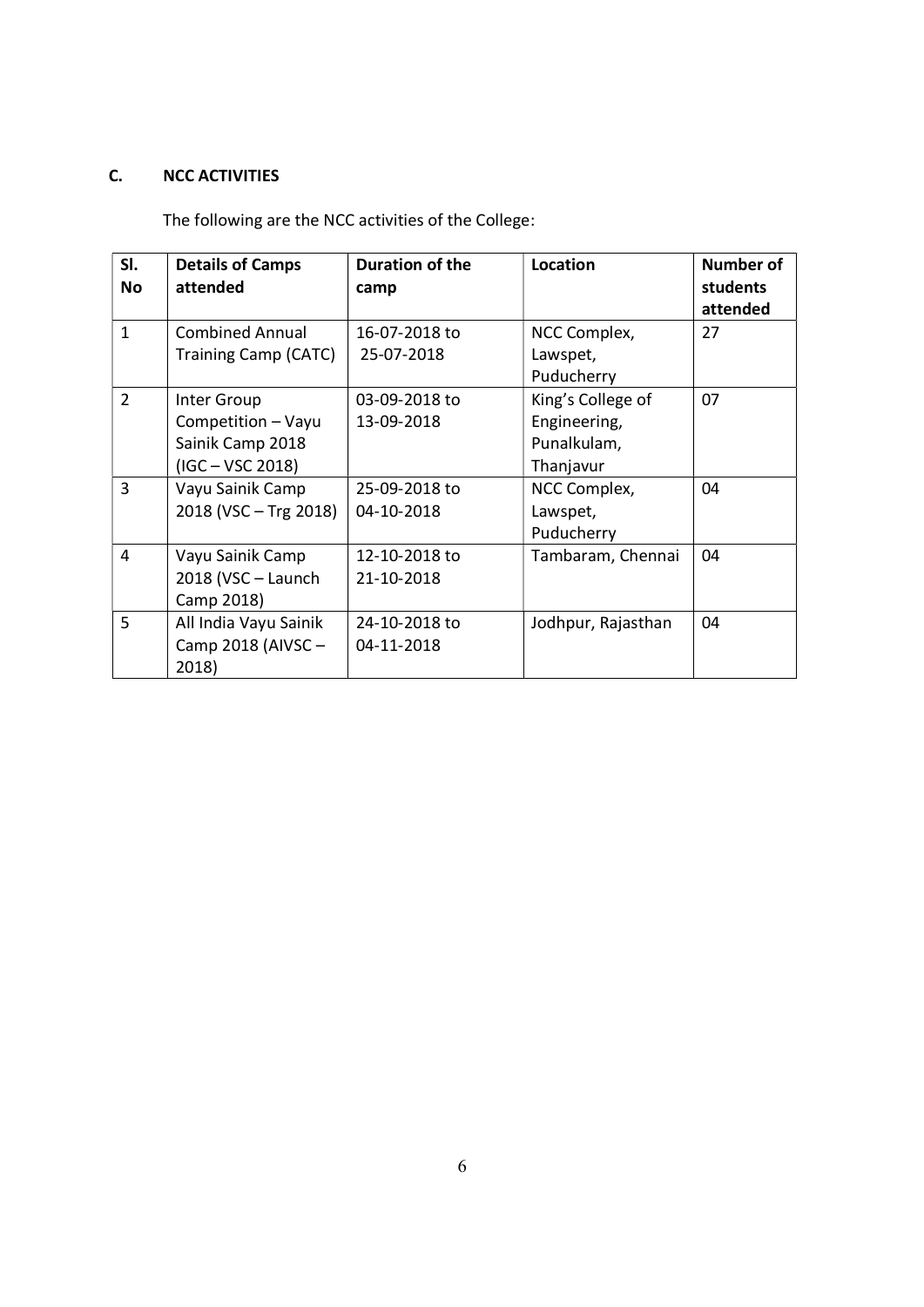## C. NCC ACTIVITIES

The following are the NCC activities of the College:

| Sl. No | Details of Camps attended | Duration of the camp | Location | Number of students attended |
|---|---|---|---|---|
| 1 | Combined Annual Training Camp (CATC) | 16-07-2018 to 25-07-2018 | NCC Complex, Lawspet, Puducherry | 27 |
| 2 | Inter Group Competition – Vayu Sainik Camp 2018 (IGC – VSC 2018) | 03-09-2018 to 13-09-2018 | King's College of Engineering, Punalkulam, Thanjavur | 07 |
| 3 | Vayu Sainik Camp 2018 (VSC – Trg 2018) | 25-09-2018 to 04-10-2018 | NCC Complex, Lawspet, Puducherry | 04 |
| 4 | Vayu Sainik Camp 2018 (VSC – Launch Camp 2018) | 12-10-2018 to 21-10-2018 | Tambaram, Chennai | 04 |
| 5 | All India Vayu Sainik Camp 2018 (AIVSC – 2018) | 24-10-2018 to 04-11-2018 | Jodhpur, Rajasthan | 04 |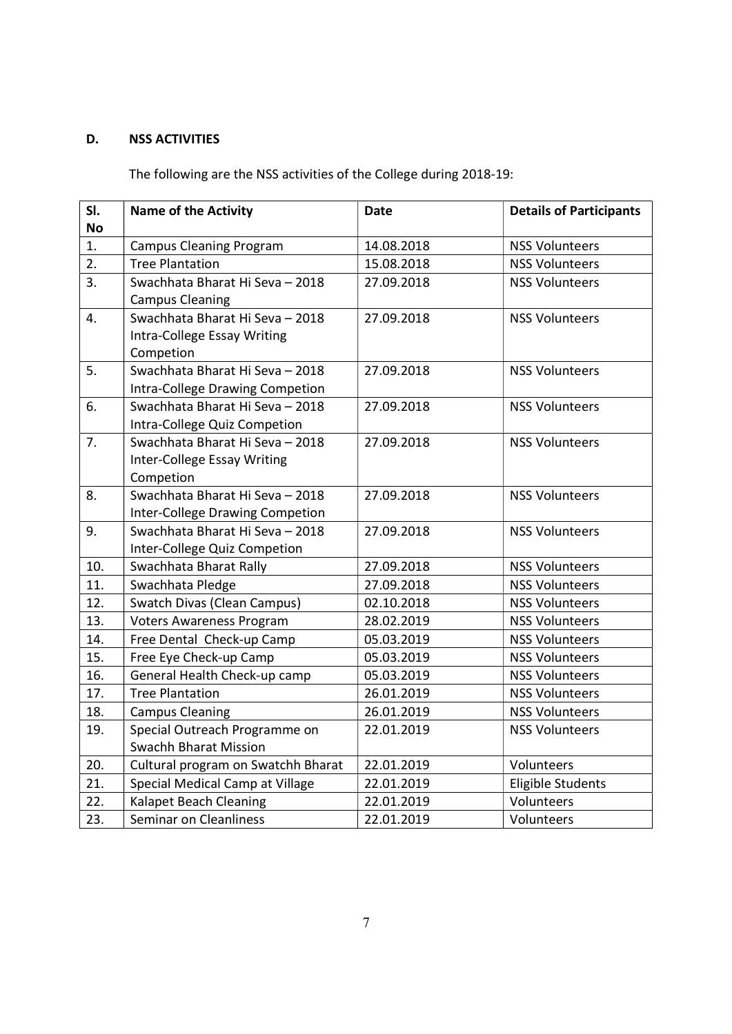## D. NSS ACTIVITIES

The following are the NSS activities of the College during 2018-19:

| Sl. No | Name of the Activity | Date | Details of Participants |
|---|---|---|---|
| 1. | Campus Cleaning Program | 14.08.2018 | NSS Volunteers |
| 2. | Tree Plantation | 15.08.2018 | NSS Volunteers |
| 3. | Swachhata Bharat Hi Seva – 2018 Campus Cleaning | 27.09.2018 | NSS Volunteers |
| 4. | Swachhata Bharat Hi Seva – 2018 Intra-College Essay Writing Competion | 27.09.2018 | NSS Volunteers |
| 5. | Swachhata Bharat Hi Seva – 2018 Intra-College Drawing Competion | 27.09.2018 | NSS Volunteers |
| 6. | Swachhata Bharat Hi Seva – 2018 Intra-College Quiz Competion | 27.09.2018 | NSS Volunteers |
| 7. | Swachhata Bharat Hi Seva – 2018 Inter-College Essay Writing Competion | 27.09.2018 | NSS Volunteers |
| 8. | Swachhata Bharat Hi Seva – 2018 Inter-College Drawing Competion | 27.09.2018 | NSS Volunteers |
| 9. | Swachhata Bharat Hi Seva – 2018 Inter-College Quiz Competion | 27.09.2018 | NSS Volunteers |
| 10. | Swachhata Bharat Rally | 27.09.2018 | NSS Volunteers |
| 11. | Swachhata Pledge | 27.09.2018 | NSS Volunteers |
| 12. | Swatch Divas (Clean Campus) | 02.10.2018 | NSS Volunteers |
| 13. | Voters Awareness Program | 28.02.2019 | NSS Volunteers |
| 14. | Free Dental Check-up Camp | 05.03.2019 | NSS Volunteers |
| 15. | Free Eye Check-up Camp | 05.03.2019 | NSS Volunteers |
| 16. | General Health Check-up camp | 05.03.2019 | NSS Volunteers |
| 17. | Tree Plantation | 26.01.2019 | NSS Volunteers |
| 18. | Campus Cleaning | 26.01.2019 | NSS Volunteers |
| 19. | Special Outreach Programme on Swachh Bharat Mission | 22.01.2019 | NSS Volunteers |
| 20. | Cultural program on Swatchh Bharat | 22.01.2019 | Volunteers |
| 21. | Special Medical Camp at Village | 22.01.2019 | Eligible Students |
| 22. | Kalapet Beach Cleaning | 22.01.2019 | Volunteers |
| 23. | Seminar on Cleanliness | 22.01.2019 | Volunteers |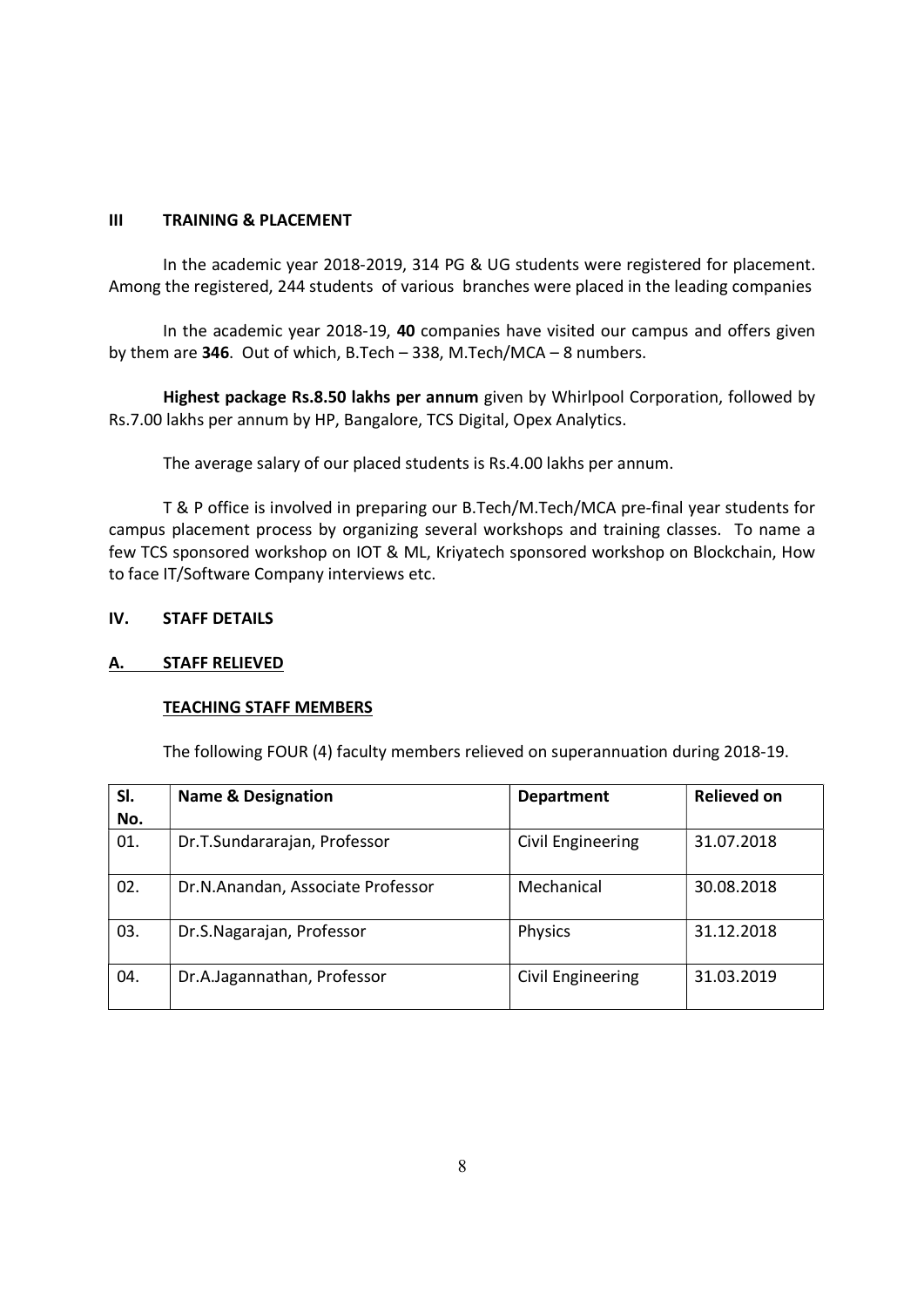## III TRAINING & PLACEMENT

In the academic year 2018-2019, 314 PG & UG students were registered for placement. Among the registered, 244 students of various branches were placed in the leading companies

In the academic year 2018-19, **40** companies have visited our campus and offers given by them are **346**. Out of which, B.Tech – 338, M.Tech/MCA – 8 numbers.

**Highest package Rs.8.50 lakhs per annum** given by Whirlpool Corporation, followed by Rs.7.00 lakhs per annum by HP, Bangalore, TCS Digital, Opex Analytics.

The average salary of our placed students is Rs.4.00 lakhs per annum.

T & P office is involved in preparing our B.Tech/M.Tech/MCA pre-final year students for campus placement process by organizing several workshops and training classes. To name a few TCS sponsored workshop on IOT & ML, Kriyatech sponsored workshop on Blockchain, How to face IT/Software Company interviews etc.

## IV. STAFF DETAILS

### A. STAFF RELIEVED

#### TEACHING STAFF MEMBERS

The following FOUR (4) faculty members relieved on superannuation during 2018-19.

| Sl. No. | Name & Designation | Department | Relieved on |
|---|---|---|---|
| 01. | Dr.T.Sundararajan, Professor | Civil Engineering | 31.07.2018 |
| 02. | Dr.N.Anandan, Associate Professor | Mechanical | 30.08.2018 |
| 03. | Dr.S.Nagarajan, Professor | Physics | 31.12.2018 |
| 04. | Dr.A.Jagannathan, Professor | Civil Engineering | 31.03.2019 |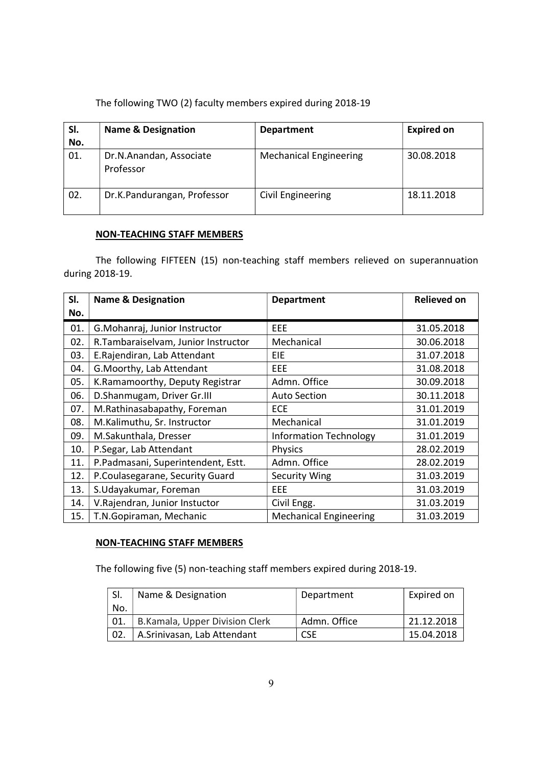The following TWO (2) faculty members expired during 2018-19

| Sl. No. | Name & Designation | Department | Expired on |
|---|---|---|---|
| 01. | Dr.N.Anandan, Associate Professor | Mechanical Engineering | 30.08.2018 |
| 02. | Dr.K.Pandurangan, Professor | Civil Engineering | 18.11.2018 |

**NON-TEACHING STAFF MEMBERS**

The following FIFTEEN (15) non-teaching staff members relieved on superannuation during 2018-19.

| Sl. No. | Name & Designation | Department | Relieved on |
|---|---|---|---|
| 01. | G.Mohanraj, Junior Instructor | EEE | 31.05.2018 |
| 02. | R.Tambaraiselvam, Junior Instructor | Mechanical | 30.06.2018 |
| 03. | E.Rajendiran, Lab Attendant | EIE | 31.07.2018 |
| 04. | G.Moorthy, Lab Attendant | EEE | 31.08.2018 |
| 05. | K.Ramamoorthy, Deputy Registrar | Admn. Office | 30.09.2018 |
| 06. | D.Shanmugam, Driver Gr.III | Auto Section | 30.11.2018 |
| 07. | M.Rathinasabapathy, Foreman | ECE | 31.01.2019 |
| 08. | M.Kalimuthu, Sr. Instructor | Mechanical | 31.01.2019 |
| 09. | M.Sakunthala, Dresser | Information Technology | 31.01.2019 |
| 10. | P.Segar, Lab Attendant | Physics | 28.02.2019 |
| 11. | P.Padmasani, Superintendent, Estt. | Admn. Office | 28.02.2019 |
| 12. | P.Coulasegarane, Security Guard | Security Wing | 31.03.2019 |
| 13. | S.Udayakumar, Foreman | EEE | 31.03.2019 |
| 14. | V.Rajendran, Junior Instuctor | Civil Engg. | 31.03.2019 |
| 15. | T.N.Gopiraman, Mechanic | Mechanical Engineering | 31.03.2019 |

**NON-TEACHING STAFF MEMBERS**

The following five (5) non-teaching staff members expired during 2018-19.

| Sl. No. | Name & Designation | Department | Expired on |
|---|---|---|---|
| 01. | B.Kamala, Upper Division Clerk | Admn. Office | 21.12.2018 |
| 02. | A.Srinivasan, Lab Attendant | CSE | 15.04.2018 |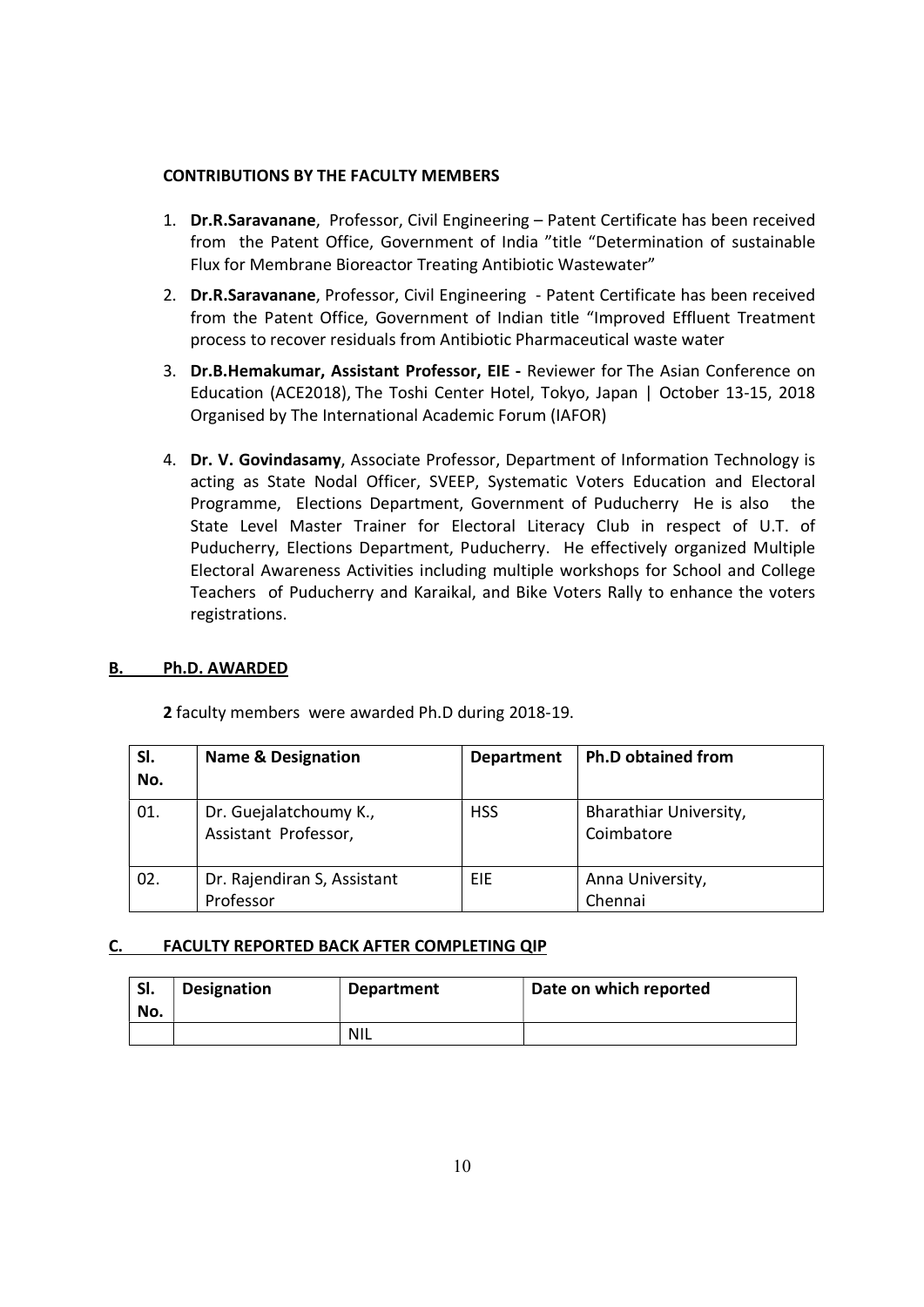### CONTRIBUTIONS BY THE FACULTY MEMBERS

1. **Dr.R.Saravanane**, Professor, Civil Engineering – Patent Certificate has been received from the Patent Office, Government of India "title "Determination of sustainable Flux for Membrane Bioreactor Treating Antibiotic Wastewater"
2. **Dr.R.Saravanane**, Professor, Civil Engineering - Patent Certificate has been received from the Patent Office, Government of Indian title "Improved Effluent Treatment process to recover residuals from Antibiotic Pharmaceutical waste water
3. **Dr.B.Hemakumar, Assistant Professor, EIE -** Reviewer for The Asian Conference on Education (ACE2018), The Toshi Center Hotel, Tokyo, Japan | October 13-15, 2018 Organised by The International Academic Forum (IAFOR)
4. **Dr. V. Govindasamy**, Associate Professor, Department of Information Technology is acting as State Nodal Officer, SVEEP, Systematic Voters Education and Electoral Programme, Elections Department, Government of Puducherry He is also the State Level Master Trainer for Electoral Literacy Club in respect of U.T. of Puducherry, Elections Department, Puducherry. He effectively organized Multiple Electoral Awareness Activities including multiple workshops for School and College Teachers of Puducherry and Karaikal, and Bike Voters Rally to enhance the voters registrations.

### B. Ph.D. AWARDED

**2** faculty members were awarded Ph.D during 2018-19.

| Sl. No. | Name & Designation | Department | Ph.D obtained from |
|---|---|---|---|
| 01. | Dr. Guejalatchoumy K., Assistant Professor, | HSS | Bharathiar University, Coimbatore |
| 02. | Dr. Rajendiran S, Assistant Professor | EIE | Anna University, Chennai |

### C. FACULTY REPORTED BACK AFTER COMPLETING QIP

| Sl. No. | Designation | Department | Date on which reported |
|---|---|---|---|
| | | NIL | |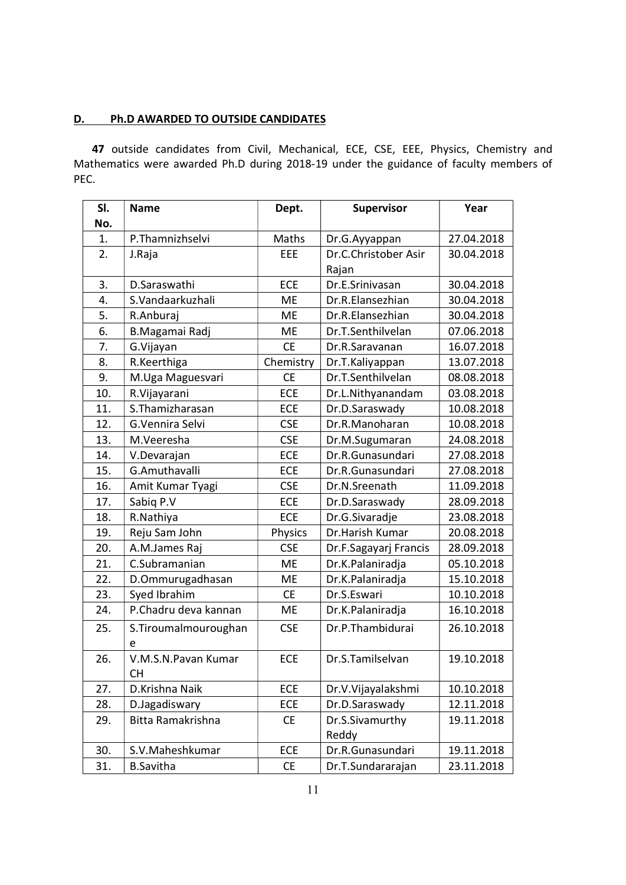## D. Ph.D AWARDED TO OUTSIDE CANDIDATES

**47** outside candidates from Civil, Mechanical, ECE, CSE, EEE, Physics, Chemistry and Mathematics were awarded Ph.D during 2018-19 under the guidance of faculty members of PEC.

| Sl. No. | Name | Dept. | Supervisor | Year |
|---|---|---|---|---|
| 1. | P.Thamnizhselvi | Maths | Dr.G.Ayyappan | 27.04.2018 |
| 2. | J.Raja | EEE | Dr.C.Christober Asir Rajan | 30.04.2018 |
| 3. | D.Saraswathi | ECE | Dr.E.Srinivasan | 30.04.2018 |
| 4. | S.Vandaarkuzhali | ME | Dr.R.Elansezhian | 30.04.2018 |
| 5. | R.Anburaj | ME | Dr.R.Elansezhian | 30.04.2018 |
| 6. | B.Magamai Radj | ME | Dr.T.Senthilvelan | 07.06.2018 |
| 7. | G.Vijayan | CE | Dr.R.Saravanan | 16.07.2018 |
| 8. | R.Keerthiga | Chemistry | Dr.T.Kaliyappan | 13.07.2018 |
| 9. | M.Uga Maguesvari | CE | Dr.T.Senthilvelan | 08.08.2018 |
| 10. | R.Vijayarani | ECE | Dr.L.Nithyanandam | 03.08.2018 |
| 11. | S.Thamizharasan | ECE | Dr.D.Saraswady | 10.08.2018 |
| 12. | G.Vennira Selvi | CSE | Dr.R.Manoharan | 10.08.2018 |
| 13. | M.Veeresha | CSE | Dr.M.Sugumaran | 24.08.2018 |
| 14. | V.Devarajan | ECE | Dr.R.Gunasundari | 27.08.2018 |
| 15. | G.Amuthavalli | ECE | Dr.R.Gunasundari | 27.08.2018 |
| 16. | Amit Kumar Tyagi | CSE | Dr.N.Sreenath | 11.09.2018 |
| 17. | Sabiq P.V | ECE | Dr.D.Saraswady | 28.09.2018 |
| 18. | R.Nathiya | ECE | Dr.G.Sivaradje | 23.08.2018 |
| 19. | Reju Sam John | Physics | Dr.Harish Kumar | 20.08.2018 |
| 20. | A.M.James Raj | CSE | Dr.F.Sagayarj Francis | 28.09.2018 |
| 21. | C.Subramanian | ME | Dr.K.Palaniradja | 05.10.2018 |
| 22. | D.Ommurugadhasan | ME | Dr.K.Palaniradja | 15.10.2018 |
| 23. | Syed Ibrahim | CE | Dr.S.Eswari | 10.10.2018 |
| 24. | P.Chadru deva kannan | ME | Dr.K.Palaniradja | 16.10.2018 |
| 25. | S.Tiroumalmouroughane | CSE | Dr.P.Thambidurai | 26.10.2018 |
| 26. | V.M.S.N.Pavan Kumar CH | ECE | Dr.S.Tamilselvan | 19.10.2018 |
| 27. | D.Krishna Naik | ECE | Dr.V.Vijayalakshmi | 10.10.2018 |
| 28. | D.Jagadiswary | ECE | Dr.D.Saraswady | 12.11.2018 |
| 29. | Bitta Ramakrishna | CE | Dr.S.Sivamurthy Reddy | 19.11.2018 |
| 30. | S.V.Maheshkumar | ECE | Dr.R.Gunasundari | 19.11.2018 |
| 31. | B.Savitha | CE | Dr.T.Sundararajan | 23.11.2018 |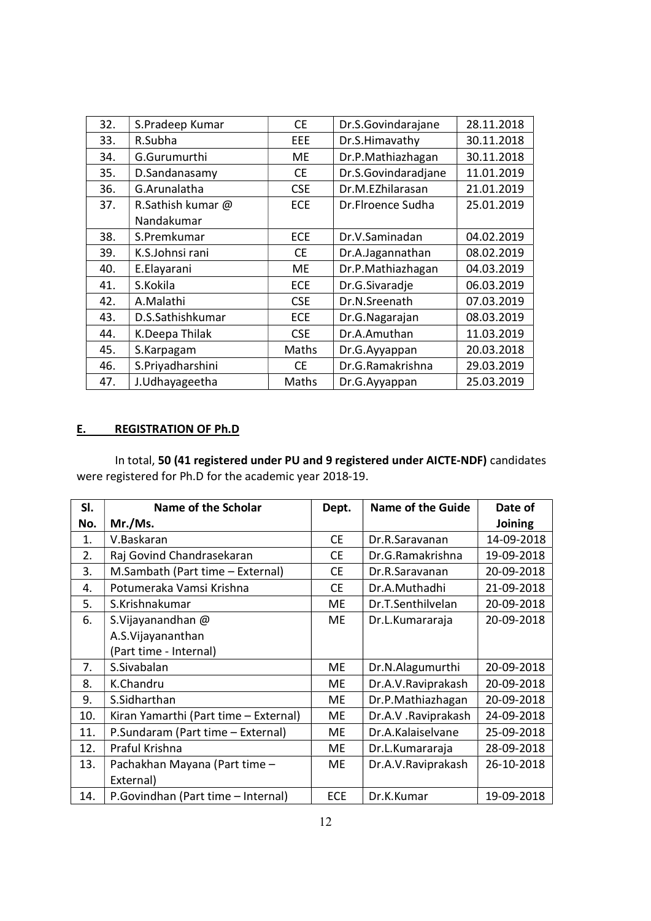| 32. | S.Pradeep Kumar | CE | Dr.S.Govindarajane | 28.11.2018 |
|---|---|---|---|---|
| 33. | R.Subha | EEE | Dr.S.Himavathy | 30.11.2018 |
| 34. | G.Gurumurthi | ME | Dr.P.Mathiazhagan | 30.11.2018 |
| 35. | D.Sandanasamy | CE | Dr.S.Govindaradjane | 11.01.2019 |
| 36. | G.Arunalatha | CSE | Dr.M.EZhilarasan | 21.01.2019 |
| 37. | R.Sathish kumar @ Nandakumar | ECE | Dr.Flroence Sudha | 25.01.2019 |
| 38. | S.Premkumar | ECE | Dr.V.Saminadan | 04.02.2019 |
| 39. | K.S.Johnsi rani | CE | Dr.A.Jagannathan | 08.02.2019 |
| 40. | E.Elayarani | ME | Dr.P.Mathiazhagan | 04.03.2019 |
| 41. | S.Kokila | ECE | Dr.G.Sivaradje | 06.03.2019 |
| 42. | A.Malathi | CSE | Dr.N.Sreenath | 07.03.2019 |
| 43. | D.S.Sathishkumar | ECE | Dr.G.Nagarajan | 08.03.2019 |
| 44. | K.Deepa Thilak | CSE | Dr.A.Amuthan | 11.03.2019 |
| 45. | S.Karpagam | Maths | Dr.G.Ayyappan | 20.03.2018 |
| 46. | S.Priyadharshini | CE | Dr.G.Ramakrishna | 29.03.2019 |
| 47. | J.Udhayageetha | Maths | Dr.G.Ayyappan | 25.03.2019 |

## E. REGISTRATION OF Ph.D

In total, **50 (41 registered under PU and 9 registered under AICTE-NDF)** candidates were registered for Ph.D for the academic year 2018-19.

| Sl. No. | Name of the Scholar Mr./Ms. | Dept. | Name of the Guide | Date of Joining |
|---|---|---|---|---|
| 1. | V.Baskaran | CE | Dr.R.Saravanan | 14-09-2018 |
| 2. | Raj Govind Chandrasekaran | CE | Dr.G.Ramakrishna | 19-09-2018 |
| 3. | M.Sambath (Part time – External) | CE | Dr.R.Saravanan | 20-09-2018 |
| 4. | Potumeraka Vamsi Krishna | CE | Dr.A.Muthadhi | 21-09-2018 |
| 5. | S.Krishnakumar | ME | Dr.T.Senthilvelan | 20-09-2018 |
| 6. | S.Vijayanandhan @ A.S.Vijayananthan (Part time - Internal) | ME | Dr.L.Kumararaja | 20-09-2018 |
| 7. | S.Sivabalan | ME | Dr.N.Alagumurthi | 20-09-2018 |
| 8. | K.Chandru | ME | Dr.A.V.Raviprakash | 20-09-2018 |
| 9. | S.Sidharthan | ME | Dr.P.Mathiazhagan | 20-09-2018 |
| 10. | Kiran Yamarthi (Part time – External) | ME | Dr.A.V .Raviprakash | 24-09-2018 |
| 11. | P.Sundaram (Part time – External) | ME | Dr.A.Kalaiselvane | 25-09-2018 |
| 12. | Praful Krishna | ME | Dr.L.Kumararaja | 28-09-2018 |
| 13. | Pachakhan Mayana (Part time – External) | ME | Dr.A.V.Raviprakash | 26-10-2018 |
| 14. | P.Govindhan (Part time – Internal) | ECE | Dr.K.Kumar | 19-09-2018 |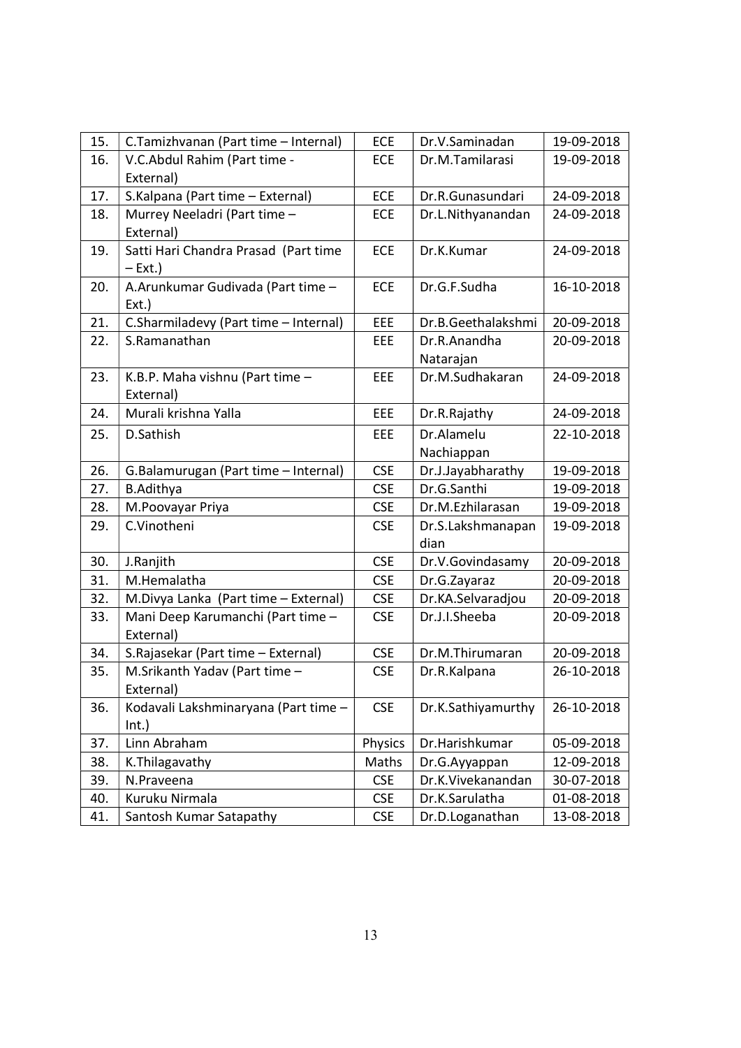| | | | | |
|---|---|---|---|---|
| 15. | C.Tamizhvanan (Part time – Internal) | ECE | Dr.V.Saminadan | 19-09-2018 |
| 16. | V.C.Abdul Rahim (Part time - External) | ECE | Dr.M.Tamilarasi | 19-09-2018 |
| 17. | S.Kalpana (Part time – External) | ECE | Dr.R.Gunasundari | 24-09-2018 |
| 18. | Murrey Neeladri (Part time – External) | ECE | Dr.L.Nithyanandan | 24-09-2018 |
| 19. | Satti Hari Chandra Prasad (Part time – Ext.) | ECE | Dr.K.Kumar | 24-09-2018 |
| 20. | A.Arunkumar Gudivada (Part time – Ext.) | ECE | Dr.G.F.Sudha | 16-10-2018 |
| 21. | C.Sharmiladevy (Part time – Internal) | EEE | Dr.B.Geethalakshmi | 20-09-2018 |
| 22. | S.Ramanathan | EEE | Dr.R.Anandha Natarajan | 20-09-2018 |
| 23. | K.B.P. Maha vishnu (Part time – External) | EEE | Dr.M.Sudhakaran | 24-09-2018 |
| 24. | Murali krishna Yalla | EEE | Dr.R.Rajathy | 24-09-2018 |
| 25. | D.Sathish | EEE | Dr.Alamelu Nachiappan | 22-10-2018 |
| 26. | G.Balamurugan (Part time – Internal) | CSE | Dr.J.Jayabharathy | 19-09-2018 |
| 27. | B.Adithya | CSE | Dr.G.Santhi | 19-09-2018 |
| 28. | M.Poovayar Priya | CSE | Dr.M.Ezhilarasan | 19-09-2018 |
| 29. | C.Vinotheni | CSE | Dr.S.Lakshmanapandian | 19-09-2018 |
| 30. | J.Ranjith | CSE | Dr.V.Govindasamy | 20-09-2018 |
| 31. | M.Hemalatha | CSE | Dr.G.Zayaraz | 20-09-2018 |
| 32. | M.Divya Lanka (Part time – External) | CSE | Dr.KA.Selvaradjou | 20-09-2018 |
| 33. | Mani Deep Karumanchi (Part time – External) | CSE | Dr.J.I.Sheeba | 20-09-2018 |
| 34. | S.Rajasekar (Part time – External) | CSE | Dr.M.Thirumaran | 20-09-2018 |
| 35. | M.Srikanth Yadav (Part time – External) | CSE | Dr.R.Kalpana | 26-10-2018 |
| 36. | Kodavali Lakshminaryana (Part time – Int.) | CSE | Dr.K.Sathiyamurthy | 26-10-2018 |
| 37. | Linn Abraham | Physics | Dr.Harishkumar | 05-09-2018 |
| 38. | K.Thilagavathy | Maths | Dr.G.Ayyappan | 12-09-2018 |
| 39. | N.Praveena | CSE | Dr.K.Vivekanandan | 30-07-2018 |
| 40. | Kuruku Nirmala | CSE | Dr.K.Sarulatha | 01-08-2018 |
| 41. | Santosh Kumar Satapathy | CSE | Dr.D.Loganathan | 13-08-2018 |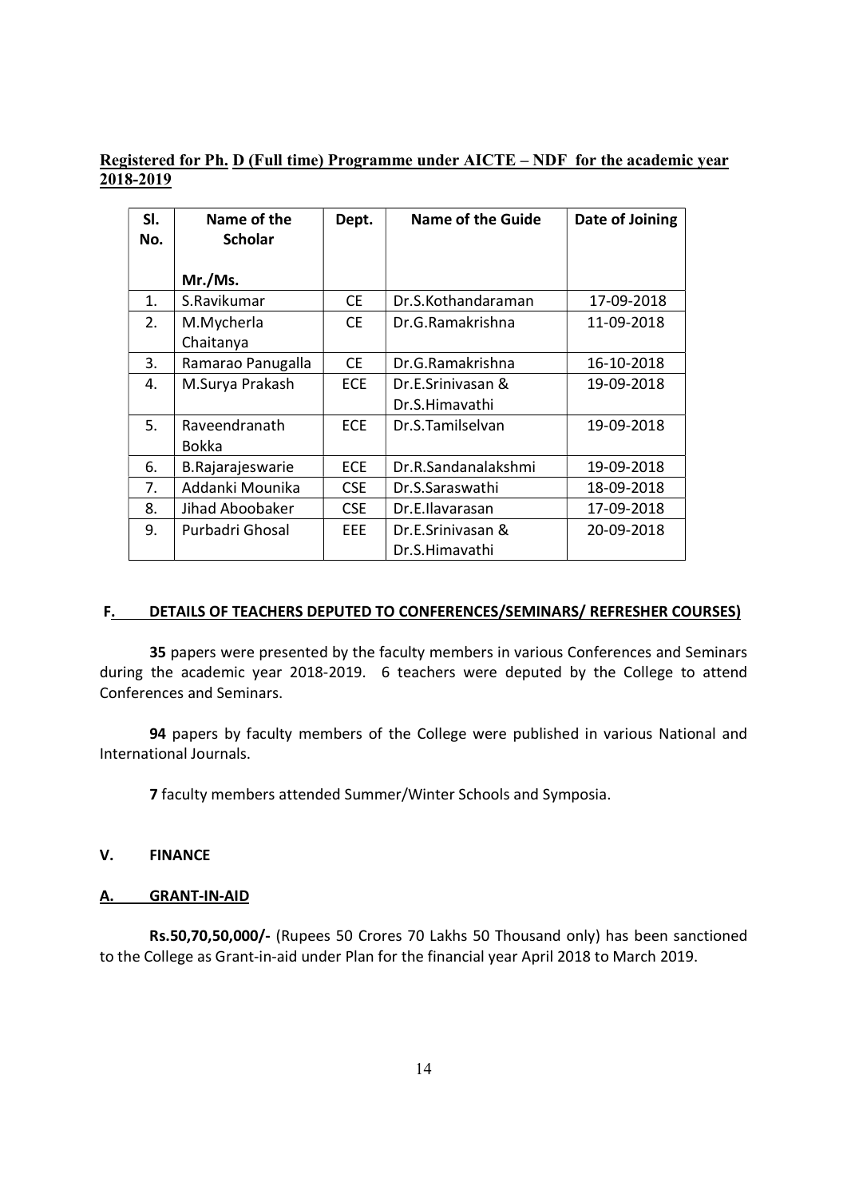**Registered for Ph. D (Full time) Programme under AICTE – NDF for the academic year 2018-2019**

| Sl. No. | Name of the Scholar<br><br>Mr./Ms. | Dept. | Name of the Guide | Date of Joining |
|---|---|---|---|---|
| 1. | S.Ravikumar | CE | Dr.S.Kothandaraman | 17-09-2018 |
| 2. | M.Mycherla Chaitanya | CE | Dr.G.Ramakrishna | 11-09-2018 |
| 3. | Ramarao Panugalla | CE | Dr.G.Ramakrishna | 16-10-2018 |
| 4. | M.Surya Prakash | ECE | Dr.E.Srinivasan & Dr.S.Himavathi | 19-09-2018 |
| 5. | Raveendranath Bokka | ECE | Dr.S.Tamilselvan | 19-09-2018 |
| 6. | B.Rajarajeswarie | ECE | Dr.R.Sandanalakshmi | 19-09-2018 |
| 7. | Addanki Mounika | CSE | Dr.S.Saraswathi | 18-09-2018 |
| 8. | Jihad Aboobaker | CSE | Dr.E.Ilavarasan | 17-09-2018 |
| 9. | Purbadri Ghosal | EEE | Dr.E.Srinivasan & Dr.S.Himavathi | 20-09-2018 |

**F. DETAILS OF TEACHERS DEPUTED TO CONFERENCES/SEMINARS/ REFRESHER COURSES)**

**35** papers were presented by the faculty members in various Conferences and Seminars during the academic year 2018-2019. 6 teachers were deputed by the College to attend Conferences and Seminars.

**94** papers by faculty members of the College were published in various National and International Journals.

**7** faculty members attended Summer/Winter Schools and Symposia.

## V. FINANCE

### A. GRANT-IN-AID

**Rs.50,70,50,000/-** (Rupees 50 Crores 70 Lakhs 50 Thousand only) has been sanctioned to the College as Grant-in-aid under Plan for the financial year April 2018 to March 2019.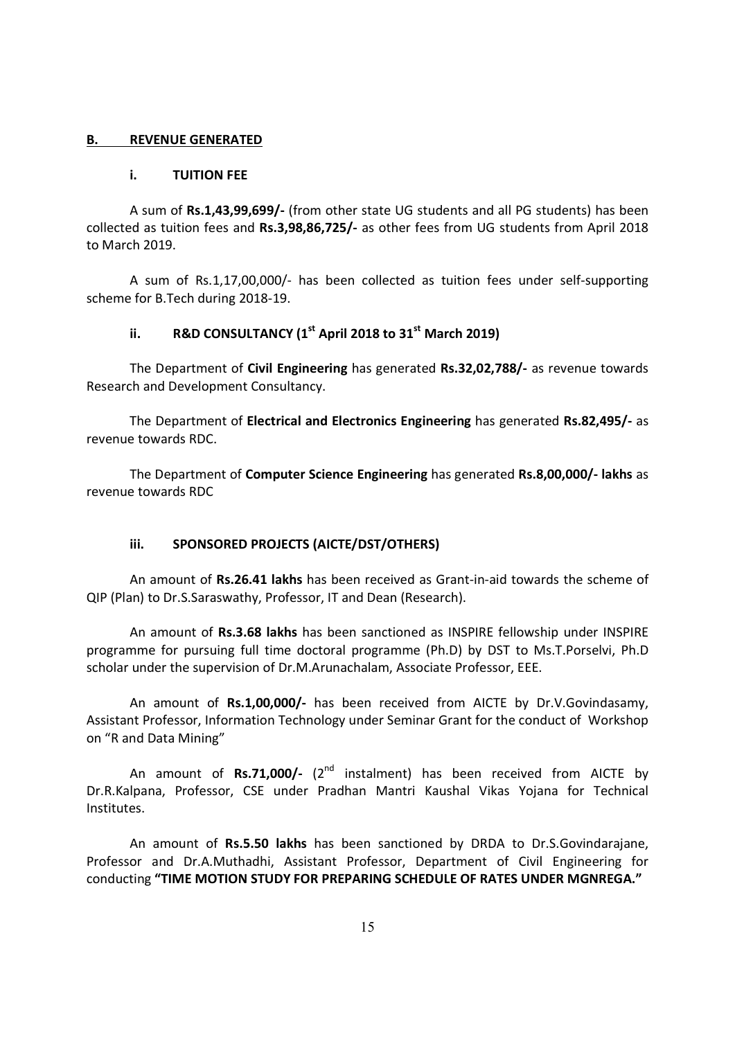## B. REVENUE GENERATED

### i. TUITION FEE

A sum of **Rs.1,43,99,699/-** (from other state UG students and all PG students) has been collected as tuition fees and **Rs.3,98,86,725/-** as other fees from UG students from April 2018 to March 2019.

A sum of Rs.1,17,00,000/- has been collected as tuition fees under self-supporting scheme for B.Tech during 2018-19.

### ii. R&D CONSULTANCY (1st April 2018 to 31st March 2019)

The Department of **Civil Engineering** has generated **Rs.32,02,788/-** as revenue towards Research and Development Consultancy.

The Department of **Electrical and Electronics Engineering** has generated **Rs.82,495/-** as revenue towards RDC.

The Department of **Computer Science Engineering** has generated **Rs.8,00,000/- lakhs** as revenue towards RDC

### iii. SPONSORED PROJECTS (AICTE/DST/OTHERS)

An amount of **Rs.26.41 lakhs** has been received as Grant-in-aid towards the scheme of QIP (Plan) to Dr.S.Saraswathy, Professor, IT and Dean (Research).

An amount of **Rs.3.68 lakhs** has been sanctioned as INSPIRE fellowship under INSPIRE programme for pursuing full time doctoral programme (Ph.D) by DST to Ms.T.Porselvi, Ph.D scholar under the supervision of Dr.M.Arunachalam, Associate Professor, EEE.

An amount of **Rs.1,00,000/-** has been received from AICTE by Dr.V.Govindasamy, Assistant Professor, Information Technology under Seminar Grant for the conduct of Workshop on "R and Data Mining"

An amount of **Rs.71,000/-** (2nd instalment) has been received from AICTE by Dr.R.Kalpana, Professor, CSE under Pradhan Mantri Kaushal Vikas Yojana for Technical Institutes.

An amount of **Rs.5.50 lakhs** has been sanctioned by DRDA to Dr.S.Govindarajane, Professor and Dr.A.Muthadhi, Assistant Professor, Department of Civil Engineering for conducting **"TIME MOTION STUDY FOR PREPARING SCHEDULE OF RATES UNDER MGNREGA."**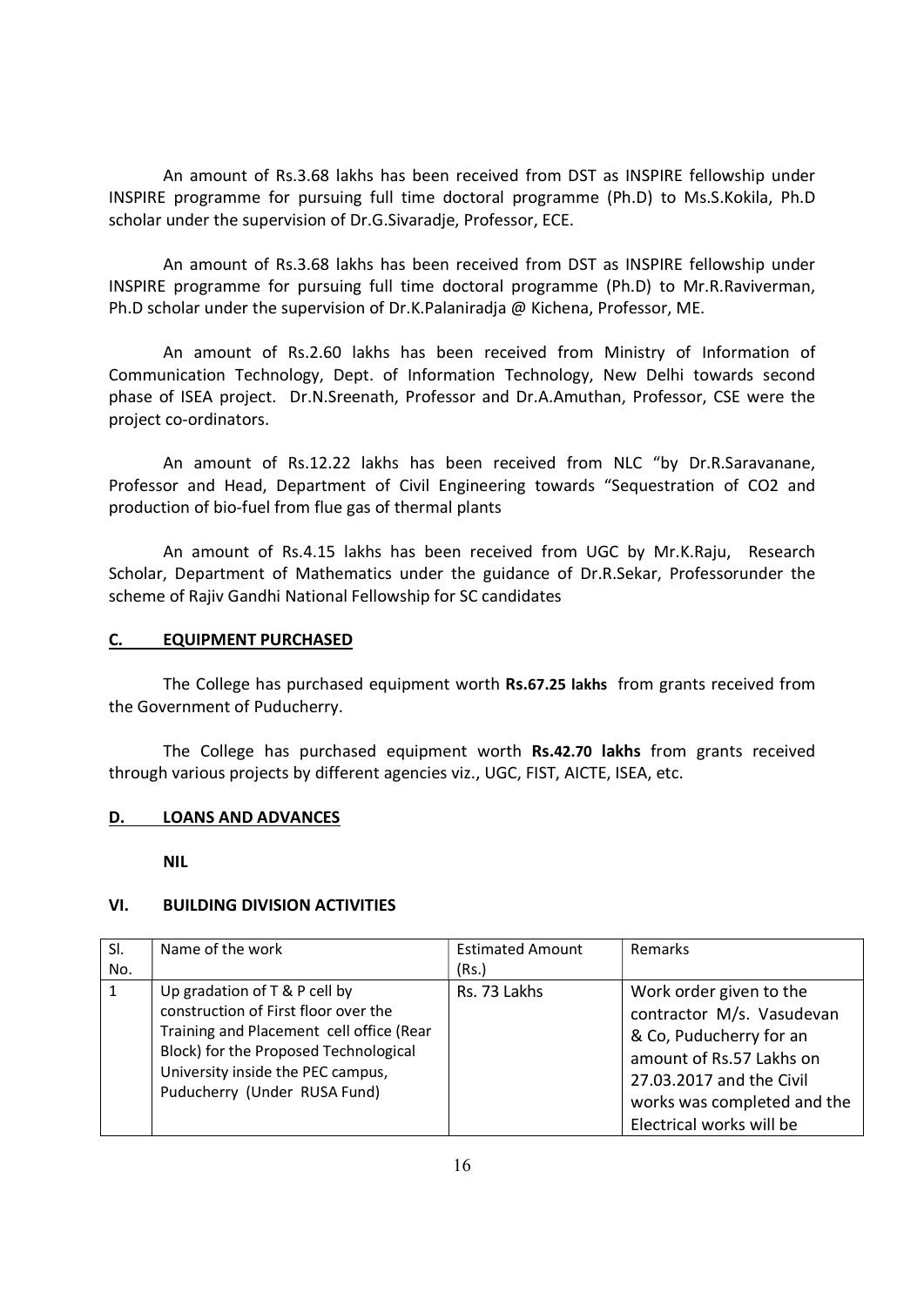An amount of Rs.3.68 lakhs has been received from DST as INSPIRE fellowship under INSPIRE programme for pursuing full time doctoral programme (Ph.D) to Ms.S.Kokila, Ph.D scholar under the supervision of Dr.G.Sivaradje, Professor, ECE.

An amount of Rs.3.68 lakhs has been received from DST as INSPIRE fellowship under INSPIRE programme for pursuing full time doctoral programme (Ph.D) to Mr.R.Raviverman, Ph.D scholar under the supervision of Dr.K.Palaniradja @ Kichena, Professor, ME.

An amount of Rs.2.60 lakhs has been received from Ministry of Information of Communication Technology, Dept. of Information Technology, New Delhi towards second phase of ISEA project. Dr.N.Sreenath, Professor and Dr.A.Amuthan, Professor, CSE were the project co-ordinators.

An amount of Rs.12.22 lakhs has been received from NLC "by Dr.R.Saravanane, Professor and Head, Department of Civil Engineering towards "Sequestration of CO2 and production of bio-fuel from flue gas of thermal plants

An amount of Rs.4.15 lakhs has been received from UGC by Mr.K.Raju, Research Scholar, Department of Mathematics under the guidance of Dr.R.Sekar, Professorunder the scheme of Rajiv Gandhi National Fellowship for SC candidates

## C. EQUIPMENT PURCHASED

The College has purchased equipment worth **Rs.67.25 lakhs** from grants received from the Government of Puducherry.

The College has purchased equipment worth **Rs.42.70 lakhs** from grants received through various projects by different agencies viz., UGC, FIST, AICTE, ISEA, etc.

## D. LOANS AND ADVANCES

**NIL**

## VI. BUILDING DIVISION ACTIVITIES

| Sl. No. | Name of the work | Estimated Amount (Rs.) | Remarks |
|---|---|---|---|
| 1 | Up gradation of T & P cell by construction of First floor over the Training and Placement cell office (Rear Block) for the Proposed Technological University inside the PEC campus, Puducherry (Under RUSA Fund) | Rs. 73 Lakhs | Work order given to the contractor M/s. Vasudevan & Co, Puducherry for an amount of Rs.57 Lakhs on 27.03.2017 and the Civil works was completed and the Electrical works will be |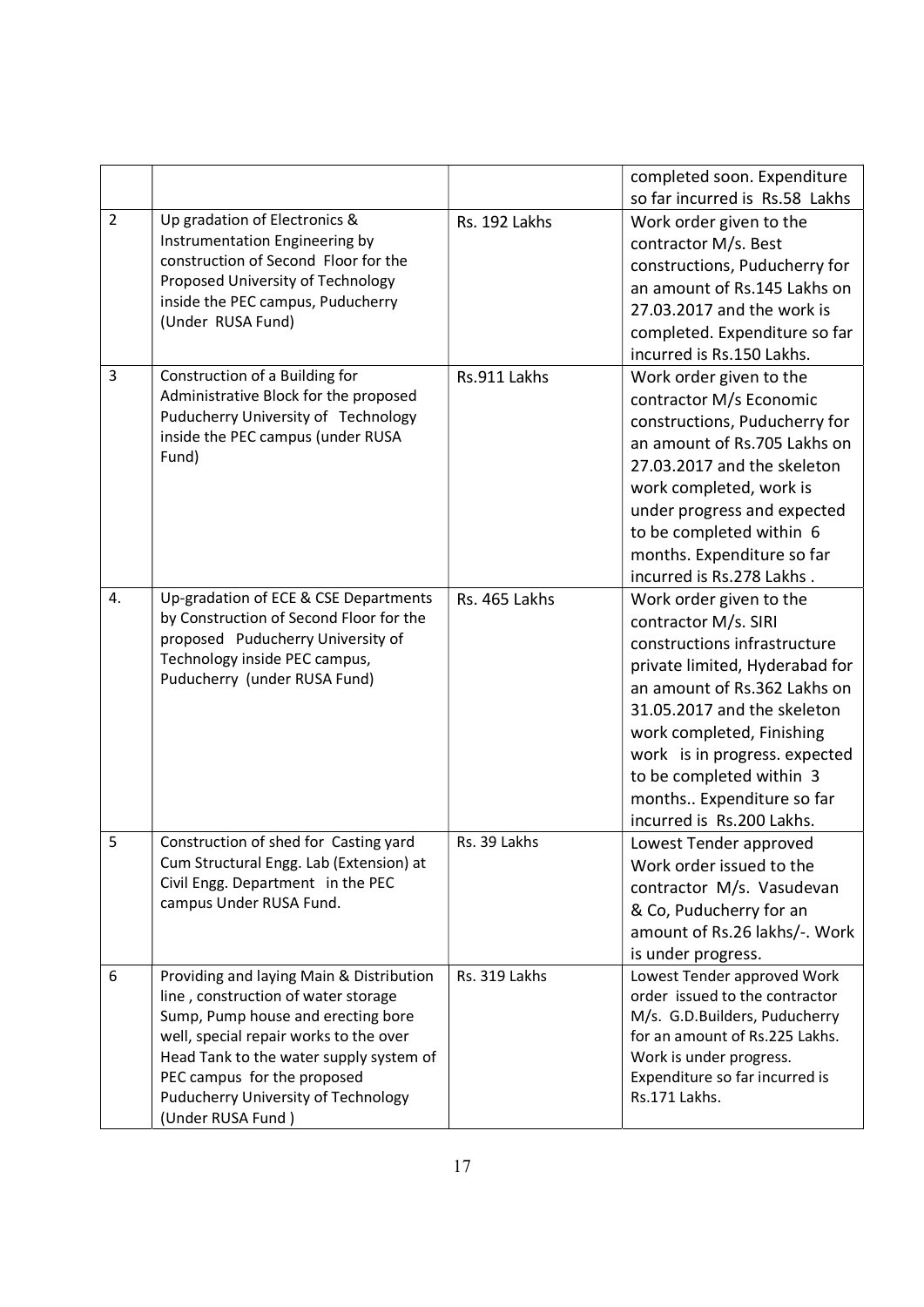| | | | |
|---|---|---|---|
| | | | completed soon. Expenditure so far incurred is Rs.58 Lakhs |
| 2 | Up gradation of Electronics & Instrumentation Engineering by construction of Second Floor for the Proposed University of Technology inside the PEC campus, Puducherry (Under RUSA Fund) | Rs. 192 Lakhs | Work order given to the contractor M/s. Best constructions, Puducherry for an amount of Rs.145 Lakhs on 27.03.2017 and the work is completed. Expenditure so far incurred is Rs.150 Lakhs. |
| 3 | Construction of a Building for Administrative Block for the proposed Puducherry University of Technology inside the PEC campus (under RUSA Fund) | Rs.911 Lakhs | Work order given to the contractor M/s Economic constructions, Puducherry for an amount of Rs.705 Lakhs on 27.03.2017 and the skeleton work completed, work is under progress and expected to be completed within 6 months. Expenditure so far incurred is Rs.278 Lakhs . |
| 4. | Up-gradation of ECE & CSE Departments by Construction of Second Floor for the proposed Puducherry University of Technology inside PEC campus, Puducherry (under RUSA Fund) | Rs. 465 Lakhs | Work order given to the contractor M/s. SIRI constructions infrastructure private limited, Hyderabad for an amount of Rs.362 Lakhs on 31.05.2017 and the skeleton work completed, Finishing work is in progress. expected to be completed within 3 months.. Expenditure so far incurred is Rs.200 Lakhs. |
| 5 | Construction of shed for Casting yard Cum Structural Engg. Lab (Extension) at Civil Engg. Department in the PEC campus Under RUSA Fund. | Rs. 39 Lakhs | Lowest Tender approved Work order issued to the contractor M/s. Vasudevan & Co, Puducherry for an amount of Rs.26 lakhs/-. Work is under progress. |
| 6 | Providing and laying Main & Distribution line , construction of water storage Sump, Pump house and erecting bore well, special repair works to the over Head Tank to the water supply system of PEC campus for the proposed Puducherry University of Technology (Under RUSA Fund ) | Rs. 319 Lakhs | Lowest Tender approved Work order issued to the contractor M/s. G.D.Builders, Puducherry for an amount of Rs.225 Lakhs. Work is under progress. Expenditure so far incurred is Rs.171 Lakhs. |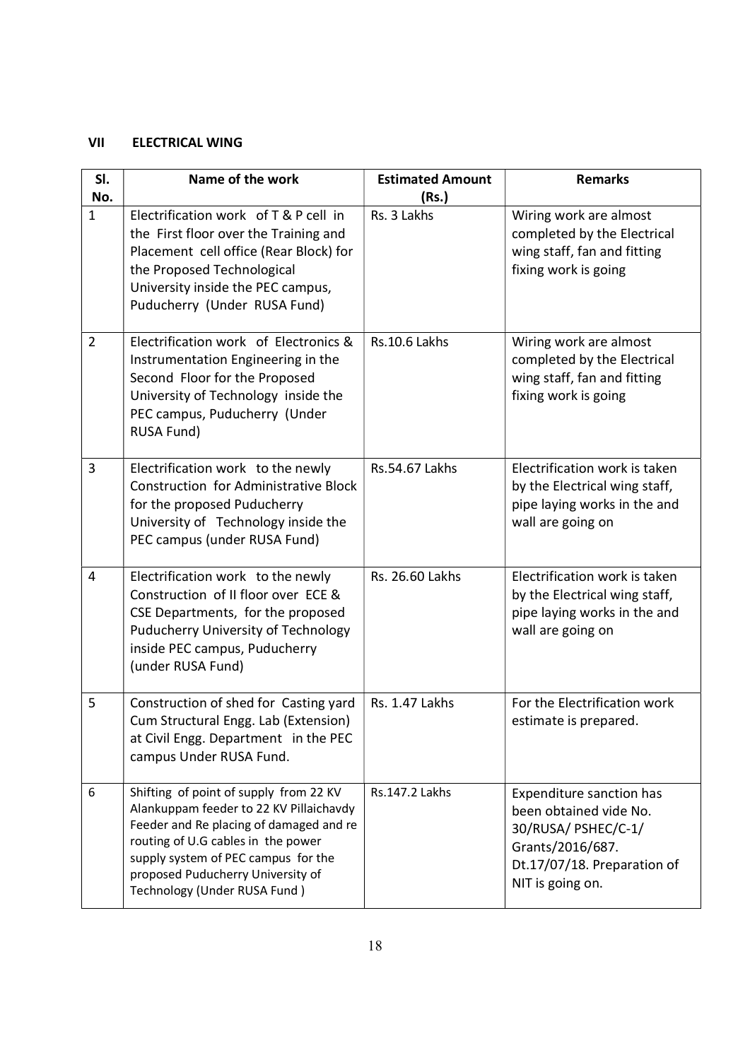## VII ELECTRICAL WING

| Sl. No. | Name of the work | Estimated Amount (Rs.) | Remarks |
|---|---|---|---|
| 1 | Electrification work of T & P cell in the First floor over the Training and Placement cell office (Rear Block) for the Proposed Technological University inside the PEC campus, Puducherry (Under RUSA Fund) | Rs. 3 Lakhs | Wiring work are almost completed by the Electrical wing staff, fan and fitting fixing work is going |
| 2 | Electrification work of Electronics & Instrumentation Engineering in the Second Floor for the Proposed University of Technology inside the PEC campus, Puducherry (Under RUSA Fund) | Rs.10.6 Lakhs | Wiring work are almost completed by the Electrical wing staff, fan and fitting fixing work is going |
| 3 | Electrification work to the newly Construction for Administrative Block for the proposed Puducherry University of Technology inside the PEC campus (under RUSA Fund) | Rs.54.67 Lakhs | Electrification work is taken by the Electrical wing staff, pipe laying works in the and wall are going on |
| 4 | Electrification work to the newly Construction of II floor over ECE & CSE Departments, for the proposed Puducherry University of Technology inside PEC campus, Puducherry (under RUSA Fund) | Rs. 26.60 Lakhs | Electrification work is taken by the Electrical wing staff, pipe laying works in the and wall are going on |
| 5 | Construction of shed for Casting yard Cum Structural Engg. Lab (Extension) at Civil Engg. Department in the PEC campus Under RUSA Fund. | Rs. 1.47 Lakhs | For the Electrification work estimate is prepared. |
| 6 | Shifting of point of supply from 22 KV Alankuppam feeder to 22 KV Pillaichavdy Feeder and Re placing of damaged and re routing of U.G cables in the power supply system of PEC campus for the proposed Puducherry University of Technology (Under RUSA Fund ) | Rs.147.2 Lakhs | Expenditure sanction has been obtained vide No. 30/RUSA/ PSHEC/C-1/ Grants/2016/687. Dt.17/07/18. Preparation of NIT is going on. |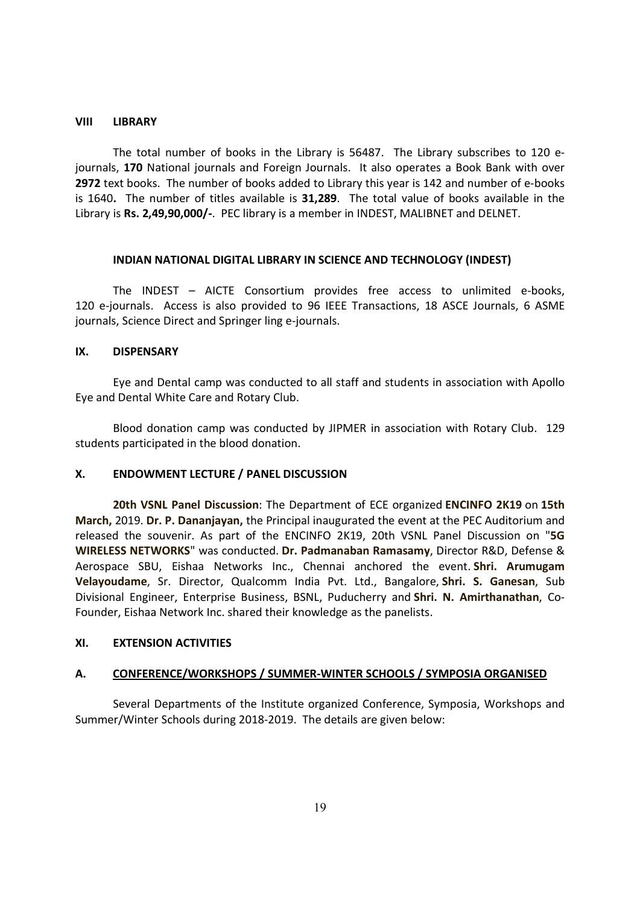## VIII LIBRARY

The total number of books in the Library is 56487. The Library subscribes to 120 e-journals, **170** National journals and Foreign Journals. It also operates a Book Bank with over **2972** text books. The number of books added to Library this year is 142 and number of e-books is 1640**.** The number of titles available is **31,289**. The total value of books available in the Library is **Rs. 2,49,90,000/-**. PEC library is a member in INDEST, MALIBNET and DELNET.

### INDIAN NATIONAL DIGITAL LIBRARY IN SCIENCE AND TECHNOLOGY (INDEST)

The INDEST – AICTE Consortium provides free access to unlimited e-books, 120 e-journals. Access is also provided to 96 IEEE Transactions, 18 ASCE Journals, 6 ASME journals, Science Direct and Springer ling e-journals.

## IX. DISPENSARY

Eye and Dental camp was conducted to all staff and students in association with Apollo Eye and Dental White Care and Rotary Club.

Blood donation camp was conducted by JIPMER in association with Rotary Club. 129 students participated in the blood donation.

## X. ENDOWMENT LECTURE / PANEL DISCUSSION

**20th VSNL Panel Discussion**: The Department of ECE organized **ENCINFO 2K19** on **15th March,** 2019. **Dr. P. Dananjayan,** the Principal inaugurated the event at the PEC Auditorium and released the souvenir. As part of the ENCINFO 2K19, 20th VSNL Panel Discussion on "**5G WIRELESS NETWORKS**" was conducted. **Dr. Padmanaban Ramasamy**, Director R&D, Defense & Aerospace SBU, Eishaa Networks Inc., Chennai anchored the event. **Shri. Arumugam Velayoudame**, Sr. Director, Qualcomm India Pvt. Ltd., Bangalore, **Shri. S. Ganesan**, Sub Divisional Engineer, Enterprise Business, BSNL, Puducherry and **Shri. N. Amirthanathan**, Co-Founder, Eishaa Network Inc. shared their knowledge as the panelists.

## XI. EXTENSION ACTIVITIES

### A. CONFERENCE/WORKSHOPS / SUMMER-WINTER SCHOOLS / SYMPOSIA ORGANISED

Several Departments of the Institute organized Conference, Symposia, Workshops and Summer/Winter Schools during 2018-2019. The details are given below: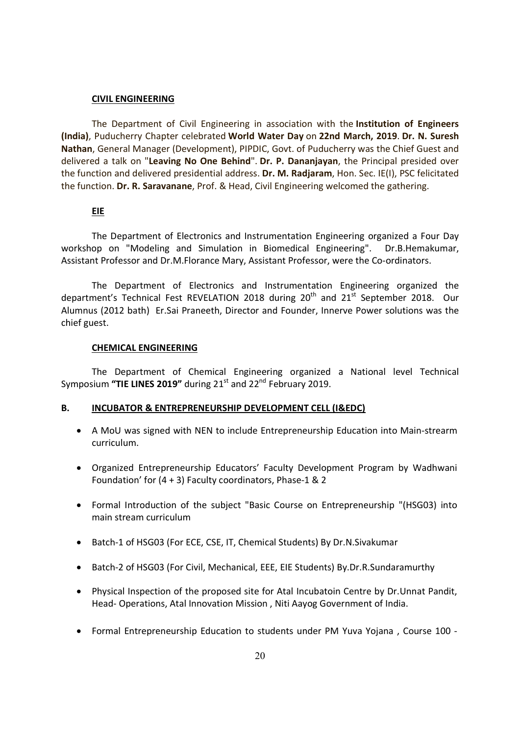**CIVIL ENGINEERING**

The Department of Civil Engineering in association with the **Institution of Engineers (India)**, Puducherry Chapter celebrated **World Water Day** on **22nd March, 2019**. **Dr. N. Suresh Nathan**, General Manager (Development), PIPDIC, Govt. of Puducherry was the Chief Guest and delivered a talk on "**Leaving No One Behind**". **Dr. P. Dananjayan**, the Principal presided over the function and delivered presidential address. **Dr. M. Radjaram**, Hon. Sec. IE(I), PSC felicitated the function. **Dr. R. Saravanane**, Prof. & Head, Civil Engineering welcomed the gathering.

**EIE**

The Department of Electronics and Instrumentation Engineering organized a Four Day workshop on "Modeling and Simulation in Biomedical Engineering". Dr.B.Hemakumar, Assistant Professor and Dr.M.Florance Mary, Assistant Professor, were the Co-ordinators.

The Department of Electronics and Instrumentation Engineering organized the department's Technical Fest REVELATION 2018 during 20th and 21st September 2018. Our Alumnus (2012 bath) Er.Sai Praneeth, Director and Founder, Innerve Power solutions was the chief guest.

**CHEMICAL ENGINEERING**

The Department of Chemical Engineering organized a National level Technical Symposium **"TIE LINES 2019"** during 21st and 22nd February 2019.

## B. INCUBATOR & ENTREPRENEURSHIP DEVELOPMENT CELL (I&EDC)

- A MoU was signed with NEN to include Entrepreneurship Education into Main-strearm curriculum.
- Organized Entrepreneurship Educators' Faculty Development Program by Wadhwani Foundation' for (4 + 3) Faculty coordinators, Phase-1 & 2
- Formal Introduction of the subject "Basic Course on Entrepreneurship "(HSG03) into main stream curriculum
- Batch-1 of HSG03 (For ECE, CSE, IT, Chemical Students) By Dr.N.Sivakumar
- Batch-2 of HSG03 (For Civil, Mechanical, EEE, EIE Students) By.Dr.R.Sundaramurthy
- Physical Inspection of the proposed site for Atal Incubatoin Centre by Dr.Unnat Pandit, Head- Operations, Atal Innovation Mission , Niti Aayog Government of India.
- Formal Entrepreneurship Education to students under PM Yuva Yojana , Course 100 -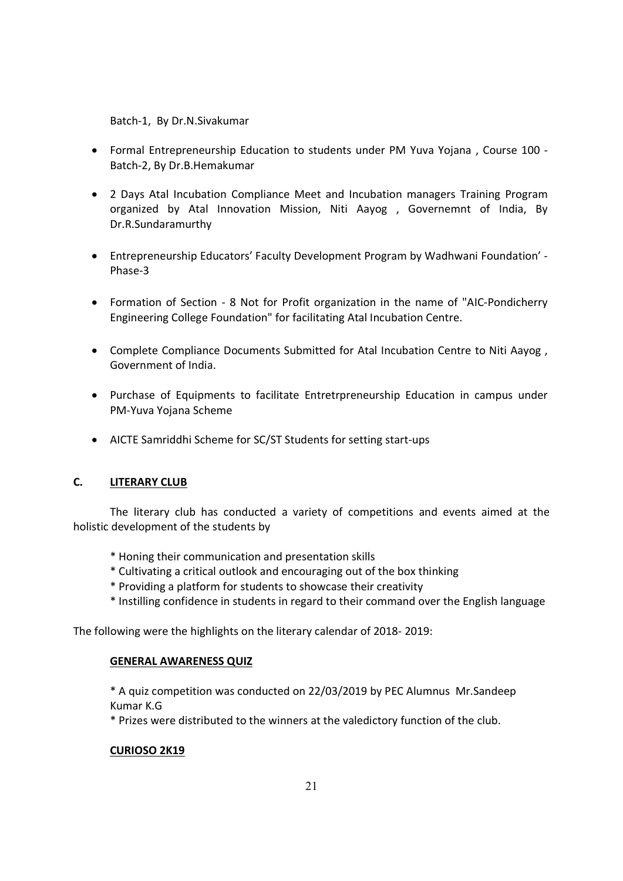Batch-1, By Dr.N.Sivakumar

- Formal Entrepreneurship Education to students under PM Yuva Yojana , Course 100 - Batch-2, By Dr.B.Hemakumar
- 2 Days Atal Incubation Compliance Meet and Incubation managers Training Program organized by Atal Innovation Mission, Niti Aayog , Governemnt of India, By Dr.R.Sundaramurthy
- Entrepreneurship Educators' Faculty Development Program by Wadhwani Foundation' - Phase-3
- Formation of Section - 8 Not for Profit organization in the name of "AIC-Pondicherry Engineering College Foundation" for facilitating Atal Incubation Centre.
- Complete Compliance Documents Submitted for Atal Incubation Centre to Niti Aayog , Government of India.
- Purchase of Equipments to facilitate Entretrpreneurship Education in campus under PM-Yuva Yojana Scheme
- AICTE Samriddhi Scheme for SC/ST Students for setting start-ups

## C. LITERARY CLUB

The literary club has conducted a variety of competitions and events aimed at the holistic development of the students by

* Honing their communication and presentation skills
* Cultivating a critical outlook and encouraging out of the box thinking
* Providing a platform for students to showcase their creativity
* Instilling confidence in students in regard to their command over the English language

The following were the highlights on the literary calendar of 2018- 2019:

### GENERAL AWARENESS QUIZ

* A quiz competition was conducted on 22/03/2019 by PEC Alumnus Mr.Sandeep Kumar K.G
* Prizes were distributed to the winners at the valedictory function of the club.

### CURIOSO 2K19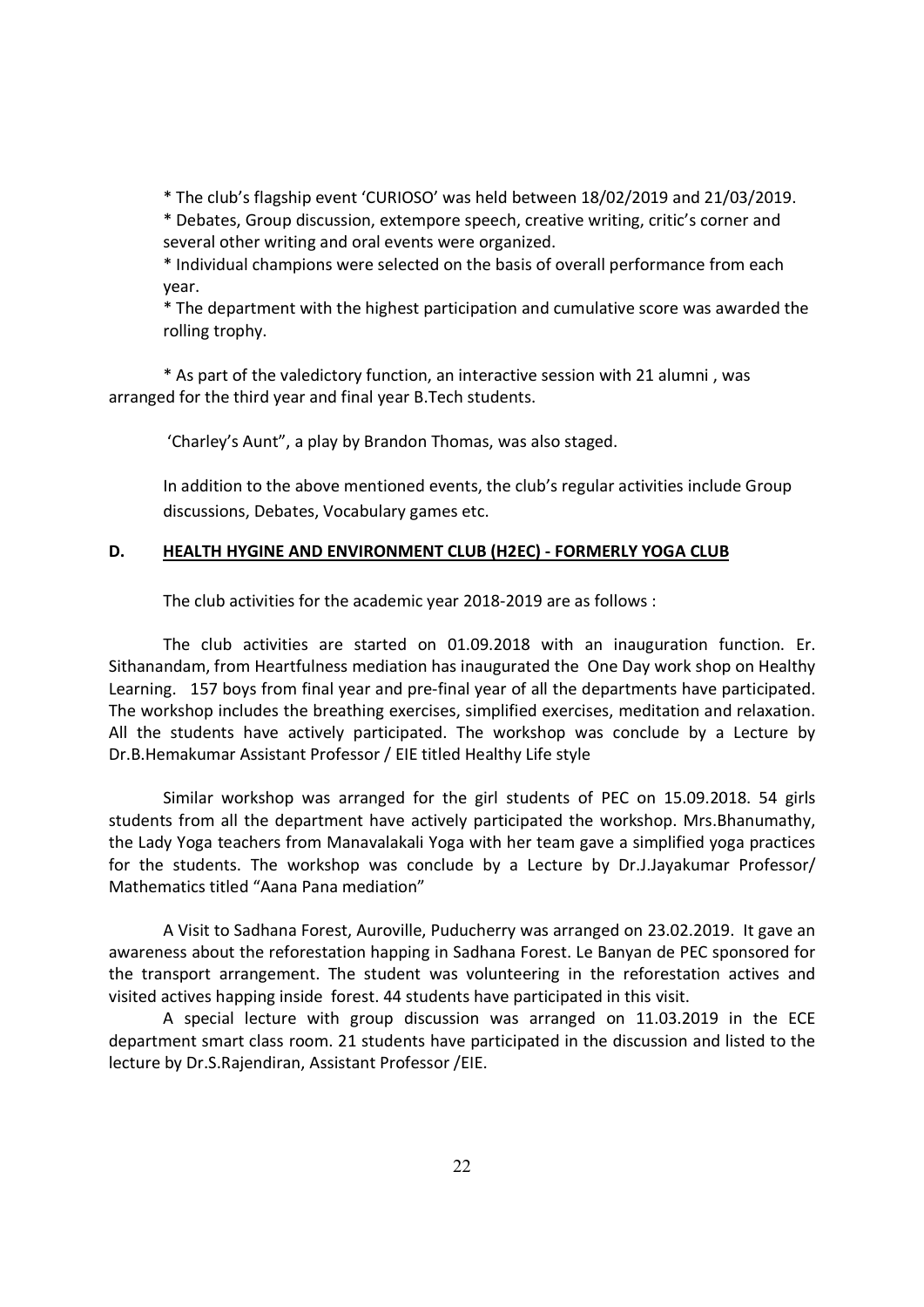* The club's flagship event 'CURIOSO' was held between 18/02/2019 and 21/03/2019.
* Debates, Group discussion, extempore speech, creative writing, critic's corner and several other writing and oral events were organized.
* Individual champions were selected on the basis of overall performance from each year.
* The department with the highest participation and cumulative score was awarded the rolling trophy.

* As part of the valedictory function, an interactive session with 21 alumni , was arranged for the third year and final year B.Tech students.

'Charley's Aunt", a play by Brandon Thomas, was also staged.

In addition to the above mentioned events, the club's regular activities include Group discussions, Debates, Vocabulary games etc.

### D. HEALTH HYGINE AND ENVIRONMENT CLUB (H2EC) - FORMERLY YOGA CLUB

The club activities for the academic year 2018-2019 are as follows :

The club activities are started on 01.09.2018 with an inauguration function. Er. Sithanandam, from Heartfulness mediation has inaugurated the One Day work shop on Healthy Learning. 157 boys from final year and pre-final year of all the departments have participated. The workshop includes the breathing exercises, simplified exercises, meditation and relaxation. All the students have actively participated. The workshop was conclude by a Lecture by Dr.B.Hemakumar Assistant Professor / EIE titled Healthy Life style

Similar workshop was arranged for the girl students of PEC on 15.09.2018. 54 girls students from all the department have actively participated the workshop. Mrs.Bhanumathy, the Lady Yoga teachers from Manavalakali Yoga with her team gave a simplified yoga practices for the students. The workshop was conclude by a Lecture by Dr.J.Jayakumar Professor/ Mathematics titled "Aana Pana mediation"

A Visit to Sadhana Forest, Auroville, Puducherry was arranged on 23.02.2019. It gave an awareness about the reforestation happing in Sadhana Forest. Le Banyan de PEC sponsored for the transport arrangement. The student was volunteering in the reforestation actives and visited actives happing inside forest. 44 students have participated in this visit.

A special lecture with group discussion was arranged on 11.03.2019 in the ECE department smart class room. 21 students have participated in the discussion and listed to the lecture by Dr.S.Rajendiran, Assistant Professor /EIE.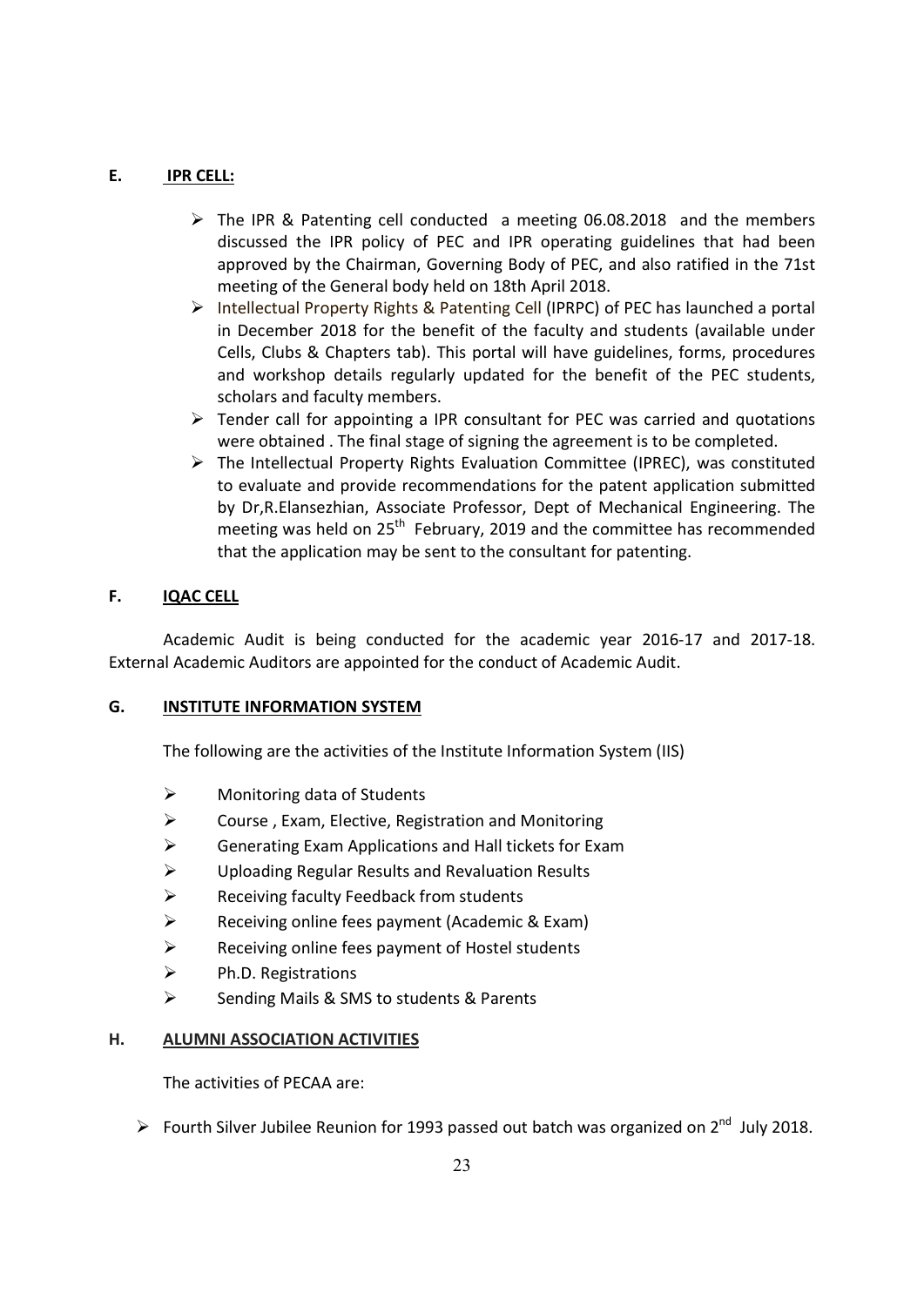## E. IPR CELL:

- The IPR & Patenting cell conducted a meeting 06.08.2018 and the members discussed the IPR policy of PEC and IPR operating guidelines that had been approved by the Chairman, Governing Body of PEC, and also ratified in the 71st meeting of the General body held on 18th April 2018.
- Intellectual Property Rights & Patenting Cell (IPRPC) of PEC has launched a portal in December 2018 for the benefit of the faculty and students (available under Cells, Clubs & Chapters tab). This portal will have guidelines, forms, procedures and workshop details regularly updated for the benefit of the PEC students, scholars and faculty members.
- Tender call for appointing a IPR consultant for PEC was carried and quotations were obtained . The final stage of signing the agreement is to be completed.
- The Intellectual Property Rights Evaluation Committee (IPREC), was constituted to evaluate and provide recommendations for the patent application submitted by Dr,R.Elansezhian, Associate Professor, Dept of Mechanical Engineering. The meeting was held on 25th February, 2019 and the committee has recommended that the application may be sent to the consultant for patenting.

## F. IQAC CELL

Academic Audit is being conducted for the academic year 2016-17 and 2017-18. External Academic Auditors are appointed for the conduct of Academic Audit.

## G. INSTITUTE INFORMATION SYSTEM

The following are the activities of the Institute Information System (IIS)

- Monitoring data of Students
- Course , Exam, Elective, Registration and Monitoring
- Generating Exam Applications and Hall tickets for Exam
- Uploading Regular Results and Revaluation Results
- Receiving faculty Feedback from students
- Receiving online fees payment (Academic & Exam)
- Receiving online fees payment of Hostel students
- Ph.D. Registrations
- Sending Mails & SMS to students & Parents

## H. ALUMNI ASSOCIATION ACTIVITIES

The activities of PECAA are:

- Fourth Silver Jubilee Reunion for 1993 passed out batch was organized on 2nd July 2018.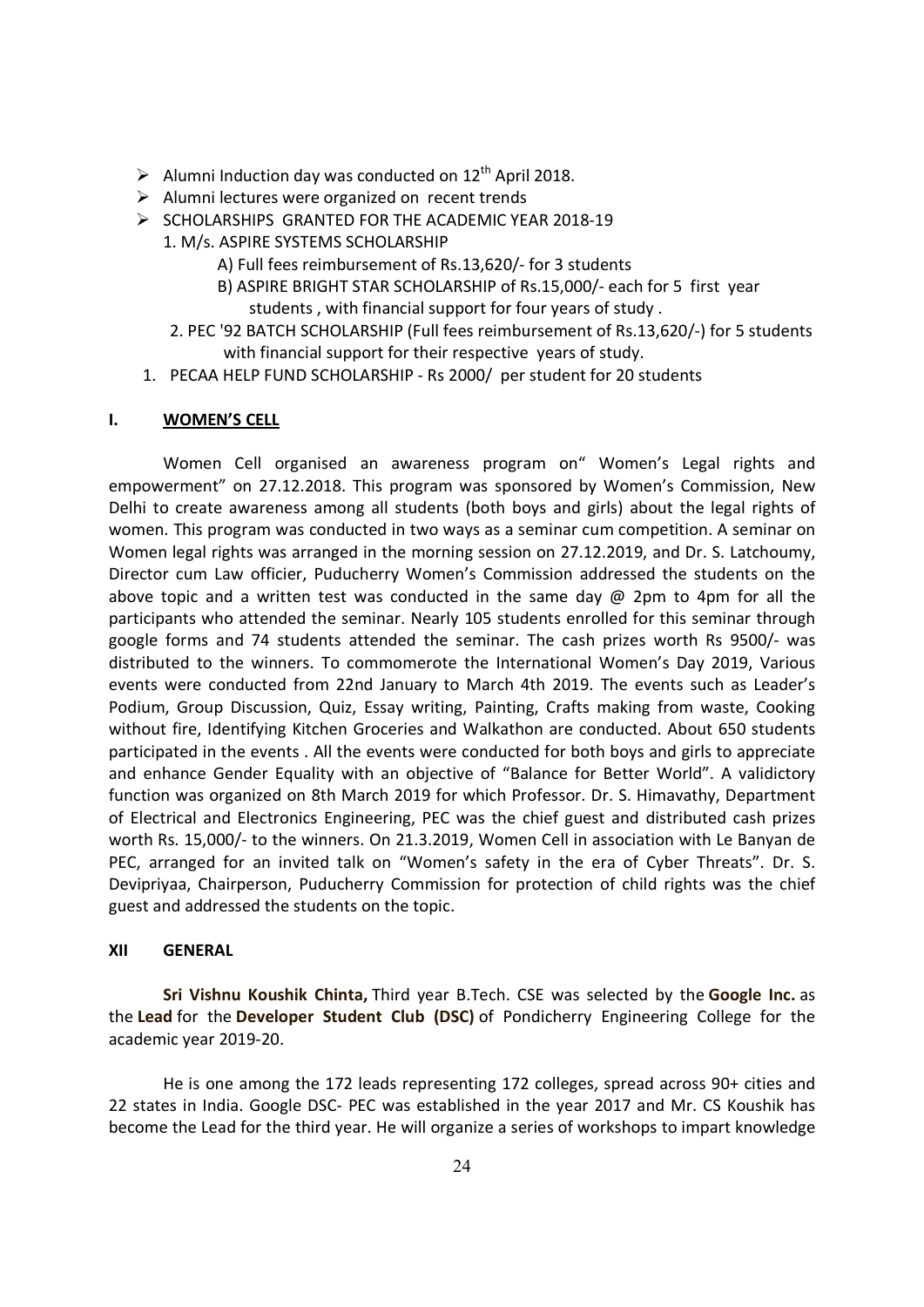- Alumni Induction day was conducted on 12th April 2018.
- Alumni lectures were organized on recent trends
- SCHOLARSHIPS GRANTED FOR THE ACADEMIC YEAR 2018-19
  1. M/s. ASPIRE SYSTEMS SCHOLARSHIP
     - A) Full fees reimbursement of Rs.13,620/- for 3 students
     - B) ASPIRE BRIGHT STAR SCHOLARSHIP of Rs.15,000/- each for 5 first year students , with financial support for four years of study .
  2. PEC '92 BATCH SCHOLARSHIP (Full fees reimbursement of Rs.13,620/-) for 5 students with financial support for their respective years of study.

1. PECAA HELP FUND SCHOLARSHIP - Rs 2000/ per student for 20 students

## I. WOMEN'S CELL

Women Cell organised an awareness program on" Women's Legal rights and empowerment" on 27.12.2018. This program was sponsored by Women's Commission, New Delhi to create awareness among all students (both boys and girls) about the legal rights of women. This program was conducted in two ways as a seminar cum competition. A seminar on Women legal rights was arranged in the morning session on 27.12.2019, and Dr. S. Latchoumy, Director cum Law officier, Puducherry Women's Commission addressed the students on the above topic and a written test was conducted in the same day @ 2pm to 4pm for all the participants who attended the seminar. Nearly 105 students enrolled for this seminar through google forms and 74 students attended the seminar. The cash prizes worth Rs 9500/- was distributed to the winners. To commomerote the International Women's Day 2019, Various events were conducted from 22nd January to March 4th 2019. The events such as Leader's Podium, Group Discussion, Quiz, Essay writing, Painting, Crafts making from waste, Cooking without fire, Identifying Kitchen Groceries and Walkathon are conducted. About 650 students participated in the events . All the events were conducted for both boys and girls to appreciate and enhance Gender Equality with an objective of "Balance for Better World". A validictory function was organized on 8th March 2019 for which Professor. Dr. S. Himavathy, Department of Electrical and Electronics Engineering, PEC was the chief guest and distributed cash prizes worth Rs. 15,000/- to the winners. On 21.3.2019, Women Cell in association with Le Banyan de PEC, arranged for an invited talk on "Women's safety in the era of Cyber Threats". Dr. S. Devipriyaa, Chairperson, Puducherry Commission for protection of child rights was the chief guest and addressed the students on the topic.

## XII GENERAL

**Sri Vishnu Koushik Chinta,** Third year B.Tech. CSE was selected by the **Google Inc.** as the **Lead** for the **Developer Student Club (DSC)** of Pondicherry Engineering College for the academic year 2019-20.

He is one among the 172 leads representing 172 colleges, spread across 90+ cities and 22 states in India. Google DSC- PEC was established in the year 2017 and Mr. CS Koushik has become the Lead for the third year. He will organize a series of workshops to impart knowledge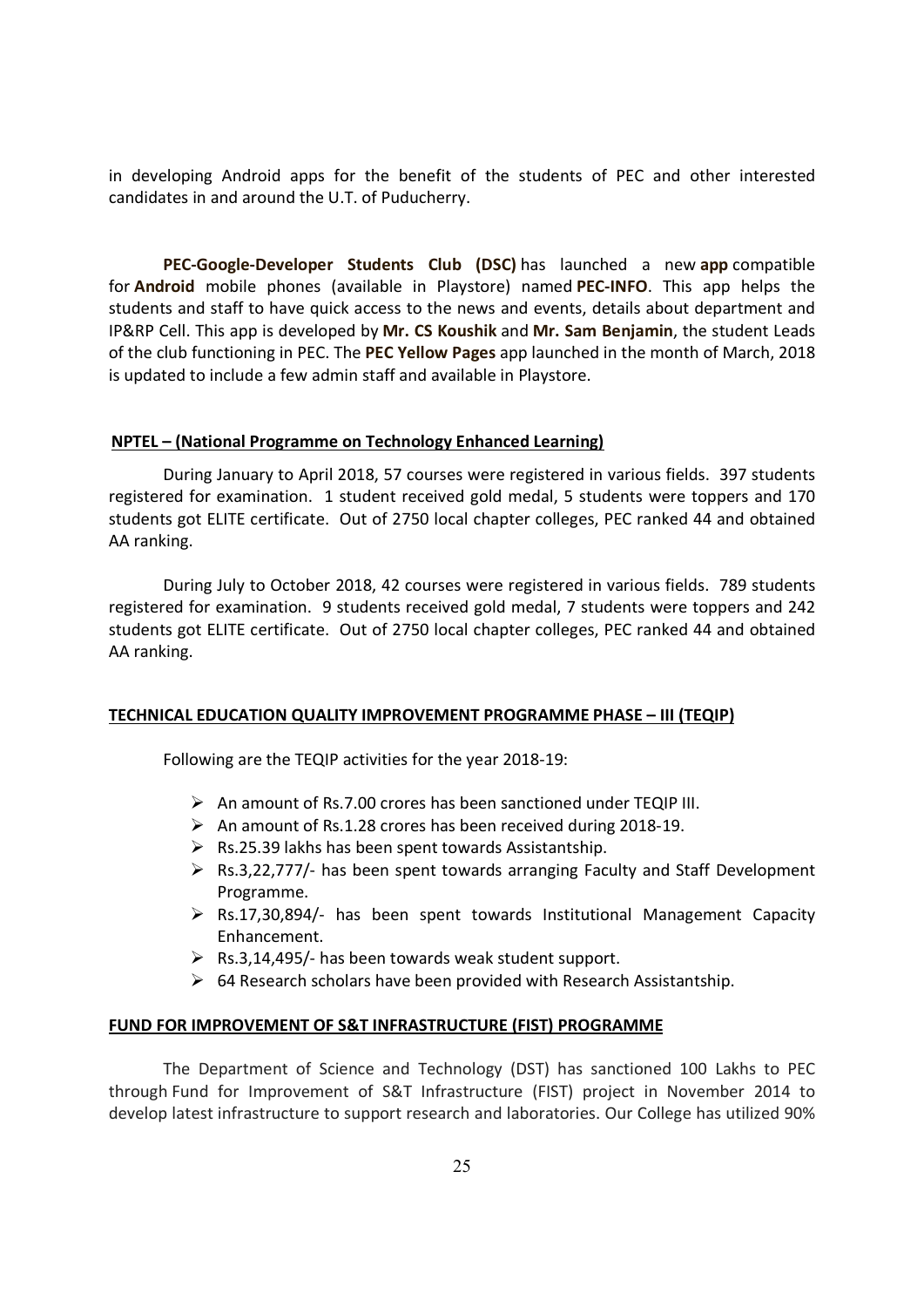in developing Android apps for the benefit of the students of PEC and other interested candidates in and around the U.T. of Puducherry.

**PEC-Google-Developer Students Club (DSC)** has launched a new **app** compatible for **Android** mobile phones (available in Playstore) named **PEC-INFO**. This app helps the students and staff to have quick access to the news and events, details about department and IP&RP Cell. This app is developed by **Mr. CS Koushik** and **Mr. Sam Benjamin**, the student Leads of the club functioning in PEC. The **PEC Yellow Pages** app launched in the month of March, 2018 is updated to include a few admin staff and available in Playstore.

## NPTEL – (National Programme on Technology Enhanced Learning)

During January to April 2018, 57 courses were registered in various fields. 397 students registered for examination. 1 student received gold medal, 5 students were toppers and 170 students got ELITE certificate. Out of 2750 local chapter colleges, PEC ranked 44 and obtained AA ranking.

During July to October 2018, 42 courses were registered in various fields. 789 students registered for examination. 9 students received gold medal, 7 students were toppers and 242 students got ELITE certificate. Out of 2750 local chapter colleges, PEC ranked 44 and obtained AA ranking.

## TECHNICAL EDUCATION QUALITY IMPROVEMENT PROGRAMME PHASE – III (TEQIP)

Following are the TEQIP activities for the year 2018-19:

- An amount of Rs.7.00 crores has been sanctioned under TEQIP III.
- An amount of Rs.1.28 crores has been received during 2018-19.
- Rs.25.39 lakhs has been spent towards Assistantship.
- Rs.3,22,777/- has been spent towards arranging Faculty and Staff Development Programme.
- Rs.17,30,894/- has been spent towards Institutional Management Capacity Enhancement.
- Rs.3,14,495/- has been towards weak student support.
- 64 Research scholars have been provided with Research Assistantship.

## FUND FOR IMPROVEMENT OF S&T INFRASTRUCTURE (FIST) PROGRAMME

The Department of Science and Technology (DST) has sanctioned 100 Lakhs to PEC through Fund for Improvement of S&T Infrastructure (FIST) project in November 2014 to develop latest infrastructure to support research and laboratories. Our College has utilized 90%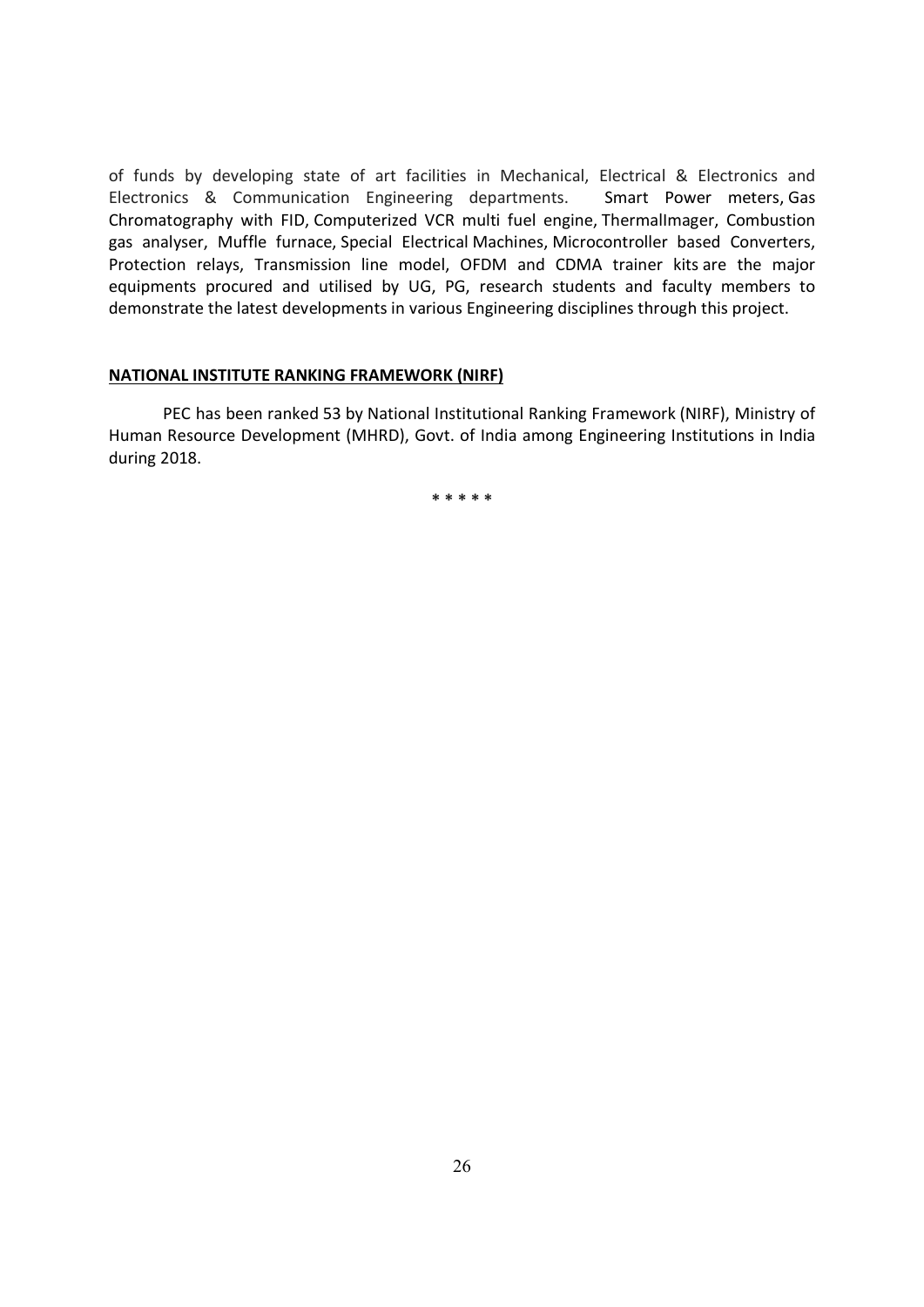of funds by developing state of art facilities in Mechanical, Electrical & Electronics and Electronics & Communication Engineering departments. Smart Power meters, Gas Chromatography with FID, Computerized VCR multi fuel engine, ThermalImager, Combustion gas analyser, Muffle furnace, Special Electrical Machines, Microcontroller based Converters, Protection relays, Transmission line model, OFDM and CDMA trainer kits are the major equipments procured and utilised by UG, PG, research students and faculty members to demonstrate the latest developments in various Engineering disciplines through this project.

**NATIONAL INSTITUTE RANKING FRAMEWORK (NIRF)**

PEC has been ranked 53 by National Institutional Ranking Framework (NIRF), Ministry of Human Resource Development (MHRD), Govt. of India among Engineering Institutions in India during 2018.

* * * * *